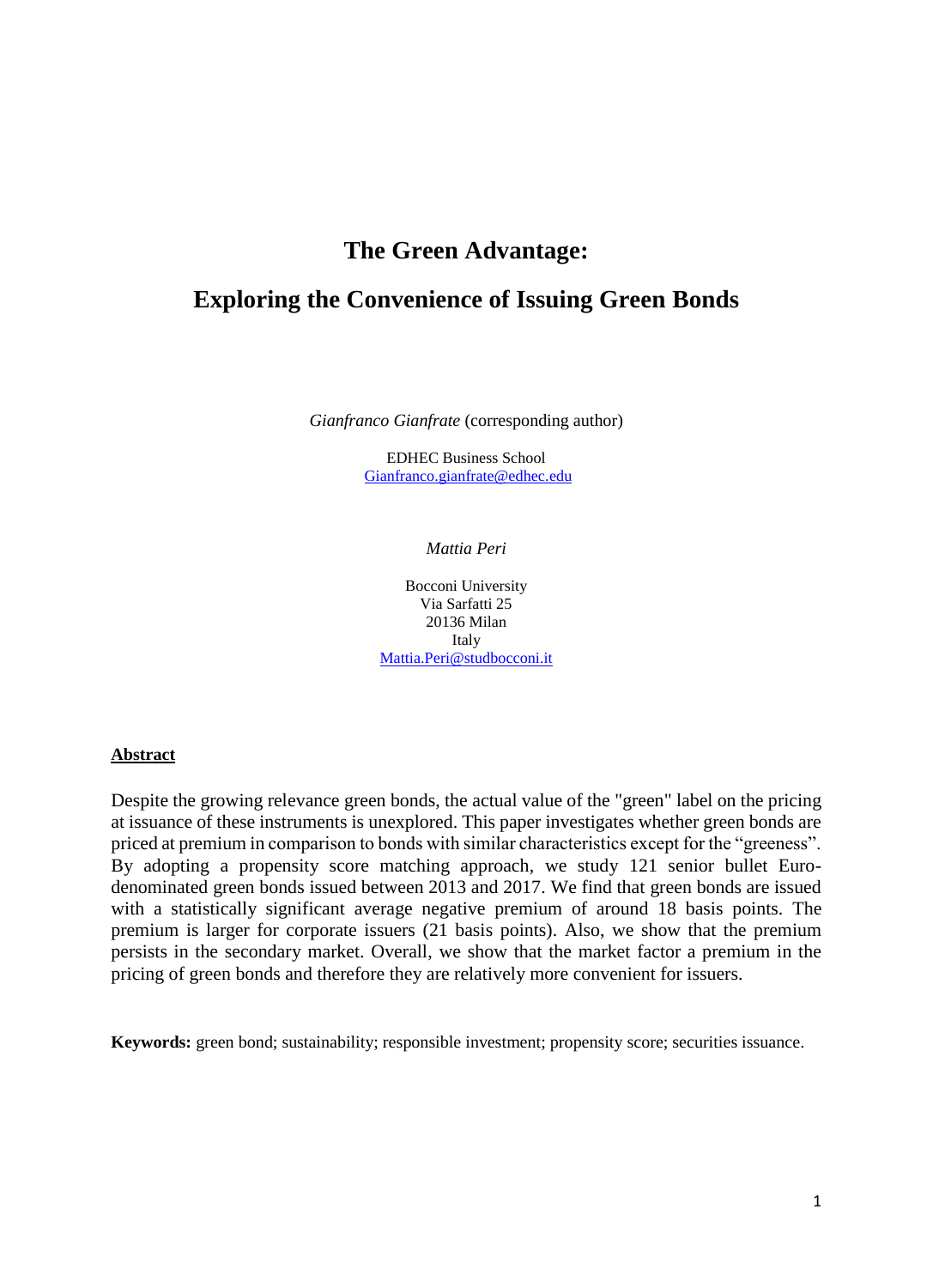# The Green Advantage:

# Exploring the Convenience of Issuing Green Bonds

*Gianfranco Gianfrate* (corresponding author)

EDHEC Business School
Gianfranco.gianfrate@edhec.edu

*Mattia Peri*

Bocconi University
Via Sarfatti 25
20136 Milan
Italy
Mattia.Peri@studbocconi.it

## Abstract

Despite the growing relevance green bonds, the actual value of the "green" label on the pricing at issuance of these instruments is unexplored. This paper investigates whether green bonds are priced at premium in comparison to bonds with similar characteristics except for the "greeness". By adopting a propensity score matching approach, we study 121 senior bullet Euro-denominated green bonds issued between 2013 and 2017. We find that green bonds are issued with a statistically significant average negative premium of around 18 basis points. The premium is larger for corporate issuers (21 basis points). Also, we show that the premium persists in the secondary market. Overall, we show that the market factor a premium in the pricing of green bonds and therefore they are relatively more convenient for issuers.

**Keywords:** green bond; sustainability; responsible investment; propensity score; securities issuance.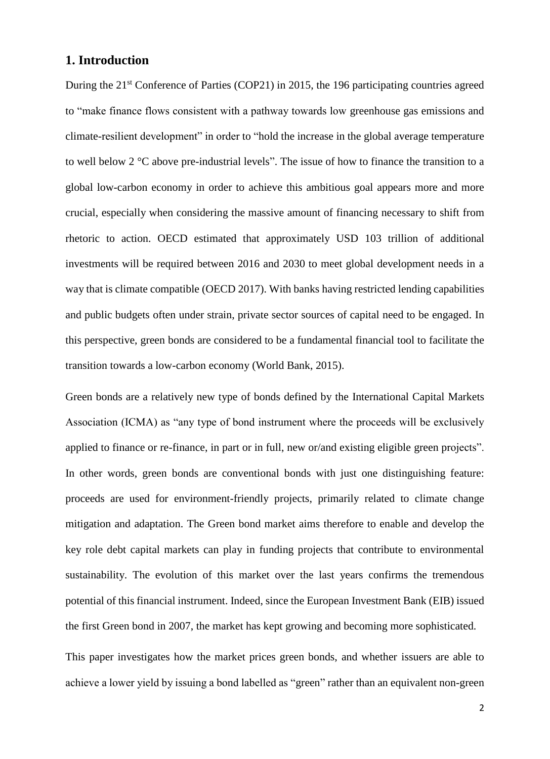## 1. Introduction

During the 21st Conference of Parties (COP21) in 2015, the 196 participating countries agreed to "make finance flows consistent with a pathway towards low greenhouse gas emissions and climate-resilient development" in order to "hold the increase in the global average temperature to well below 2 °C above pre-industrial levels". The issue of how to finance the transition to a global low-carbon economy in order to achieve this ambitious goal appears more and more crucial, especially when considering the massive amount of financing necessary to shift from rhetoric to action. OECD estimated that approximately USD 103 trillion of additional investments will be required between 2016 and 2030 to meet global development needs in a way that is climate compatible (OECD 2017). With banks having restricted lending capabilities and public budgets often under strain, private sector sources of capital need to be engaged. In this perspective, green bonds are considered to be a fundamental financial tool to facilitate the transition towards a low-carbon economy (World Bank, 2015).

Green bonds are a relatively new type of bonds defined by the International Capital Markets Association (ICMA) as "any type of bond instrument where the proceeds will be exclusively applied to finance or re-finance, in part or in full, new or/and existing eligible green projects". In other words, green bonds are conventional bonds with just one distinguishing feature: proceeds are used for environment-friendly projects, primarily related to climate change mitigation and adaptation. The Green bond market aims therefore to enable and develop the key role debt capital markets can play in funding projects that contribute to environmental sustainability. The evolution of this market over the last years confirms the tremendous potential of this financial instrument. Indeed, since the European Investment Bank (EIB) issued the first Green bond in 2007, the market has kept growing and becoming more sophisticated.

This paper investigates how the market prices green bonds, and whether issuers are able to achieve a lower yield by issuing a bond labelled as "green" rather than an equivalent non-green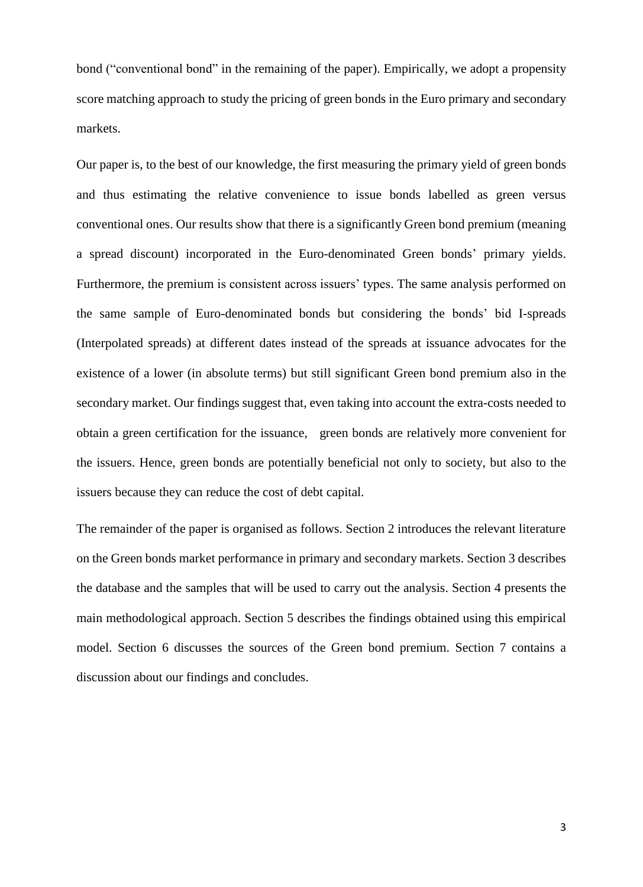bond ("conventional bond" in the remaining of the paper). Empirically, we adopt a propensity score matching approach to study the pricing of green bonds in the Euro primary and secondary markets.

Our paper is, to the best of our knowledge, the first measuring the primary yield of green bonds and thus estimating the relative convenience to issue bonds labelled as green versus conventional ones. Our results show that there is a significantly Green bond premium (meaning a spread discount) incorporated in the Euro-denominated Green bonds' primary yields. Furthermore, the premium is consistent across issuers' types. The same analysis performed on the same sample of Euro-denominated bonds but considering the bonds' bid I-spreads (Interpolated spreads) at different dates instead of the spreads at issuance advocates for the existence of a lower (in absolute terms) but still significant Green bond premium also in the secondary market. Our findings suggest that, even taking into account the extra-costs needed to obtain a green certification for the issuance, green bonds are relatively more convenient for the issuers. Hence, green bonds are potentially beneficial not only to society, but also to the issuers because they can reduce the cost of debt capital.

The remainder of the paper is organised as follows. Section 2 introduces the relevant literature on the Green bonds market performance in primary and secondary markets. Section 3 describes the database and the samples that will be used to carry out the analysis. Section 4 presents the main methodological approach. Section 5 describes the findings obtained using this empirical model. Section 6 discusses the sources of the Green bond premium. Section 7 contains a discussion about our findings and concludes.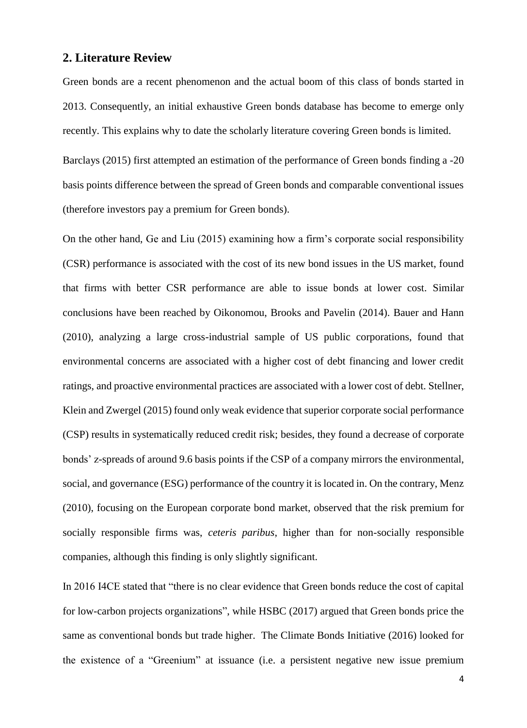## 2. Literature Review

Green bonds are a recent phenomenon and the actual boom of this class of bonds started in 2013. Consequently, an initial exhaustive Green bonds database has become to emerge only recently. This explains why to date the scholarly literature covering Green bonds is limited.

Barclays (2015) first attempted an estimation of the performance of Green bonds finding a -20 basis points difference between the spread of Green bonds and comparable conventional issues (therefore investors pay a premium for Green bonds).

On the other hand, Ge and Liu (2015) examining how a firm's corporate social responsibility (CSR) performance is associated with the cost of its new bond issues in the US market, found that firms with better CSR performance are able to issue bonds at lower cost. Similar conclusions have been reached by Oikonomou, Brooks and Pavelin (2014). Bauer and Hann (2010), analyzing a large cross-industrial sample of US public corporations, found that environmental concerns are associated with a higher cost of debt financing and lower credit ratings, and proactive environmental practices are associated with a lower cost of debt. Stellner, Klein and Zwergel (2015) found only weak evidence that superior corporate social performance (CSP) results in systematically reduced credit risk; besides, they found a decrease of corporate bonds' z-spreads of around 9.6 basis points if the CSP of a company mirrors the environmental, social, and governance (ESG) performance of the country it is located in. On the contrary, Menz (2010), focusing on the European corporate bond market, observed that the risk premium for socially responsible firms was, *ceteris paribus*, higher than for non-socially responsible companies, although this finding is only slightly significant.

In 2016 I4CE stated that "there is no clear evidence that Green bonds reduce the cost of capital for low-carbon projects organizations", while HSBC (2017) argued that Green bonds price the same as conventional bonds but trade higher. The Climate Bonds Initiative (2016) looked for the existence of a "Greenium" at issuance (i.e. a persistent negative new issue premium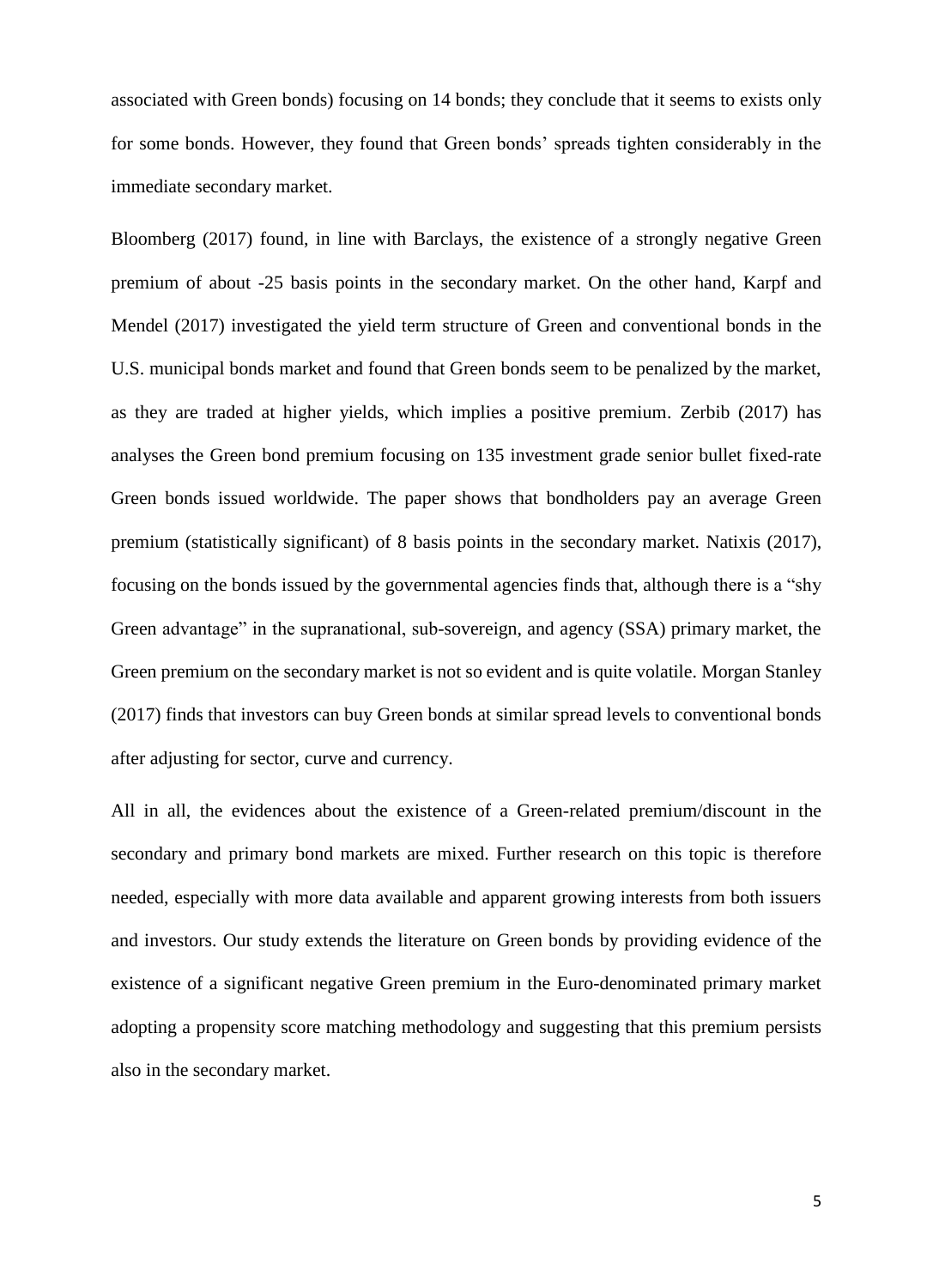associated with Green bonds) focusing on 14 bonds; they conclude that it seems to exists only for some bonds. However, they found that Green bonds' spreads tighten considerably in the immediate secondary market.

Bloomberg (2017) found, in line with Barclays, the existence of a strongly negative Green premium of about -25 basis points in the secondary market. On the other hand, Karpf and Mendel (2017) investigated the yield term structure of Green and conventional bonds in the U.S. municipal bonds market and found that Green bonds seem to be penalized by the market, as they are traded at higher yields, which implies a positive premium. Zerbib (2017) has analyses the Green bond premium focusing on 135 investment grade senior bullet fixed-rate Green bonds issued worldwide. The paper shows that bondholders pay an average Green premium (statistically significant) of 8 basis points in the secondary market. Natixis (2017), focusing on the bonds issued by the governmental agencies finds that, although there is a "shy Green advantage" in the supranational, sub-sovereign, and agency (SSA) primary market, the Green premium on the secondary market is not so evident and is quite volatile. Morgan Stanley (2017) finds that investors can buy Green bonds at similar spread levels to conventional bonds after adjusting for sector, curve and currency.

All in all, the evidences about the existence of a Green-related premium/discount in the secondary and primary bond markets are mixed. Further research on this topic is therefore needed, especially with more data available and apparent growing interests from both issuers and investors. Our study extends the literature on Green bonds by providing evidence of the existence of a significant negative Green premium in the Euro-denominated primary market adopting a propensity score matching methodology and suggesting that this premium persists also in the secondary market.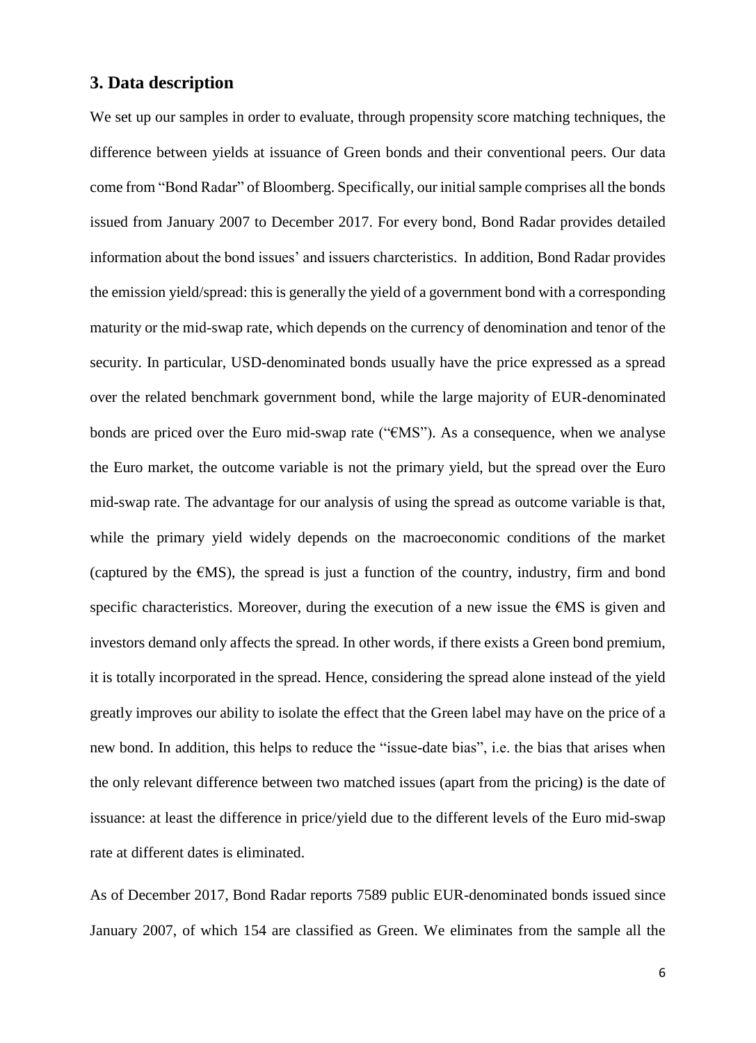## 3. Data description

We set up our samples in order to evaluate, through propensity score matching techniques, the difference between yields at issuance of Green bonds and their conventional peers. Our data come from "Bond Radar" of Bloomberg. Specifically, our initial sample comprises all the bonds issued from January 2007 to December 2017. For every bond, Bond Radar provides detailed information about the bond issues' and issuers charcteristics. In addition, Bond Radar provides the emission yield/spread: this is generally the yield of a government bond with a corresponding maturity or the mid-swap rate, which depends on the currency of denomination and tenor of the security. In particular, USD-denominated bonds usually have the price expressed as a spread over the related benchmark government bond, while the large majority of EUR-denominated bonds are priced over the Euro mid-swap rate ("€MS"). As a consequence, when we analyse the Euro market, the outcome variable is not the primary yield, but the spread over the Euro mid-swap rate. The advantage for our analysis of using the spread as outcome variable is that, while the primary yield widely depends on the macroeconomic conditions of the market (captured by the €MS), the spread is just a function of the country, industry, firm and bond specific characteristics. Moreover, during the execution of a new issue the €MS is given and investors demand only affects the spread. In other words, if there exists a Green bond premium, it is totally incorporated in the spread. Hence, considering the spread alone instead of the yield greatly improves our ability to isolate the effect that the Green label may have on the price of a new bond. In addition, this helps to reduce the "issue-date bias", i.e. the bias that arises when the only relevant difference between two matched issues (apart from the pricing) is the date of issuance: at least the difference in price/yield due to the different levels of the Euro mid-swap rate at different dates is eliminated.

As of December 2017, Bond Radar reports 7589 public EUR-denominated bonds issued since January 2007, of which 154 are classified as Green. We eliminates from the sample all the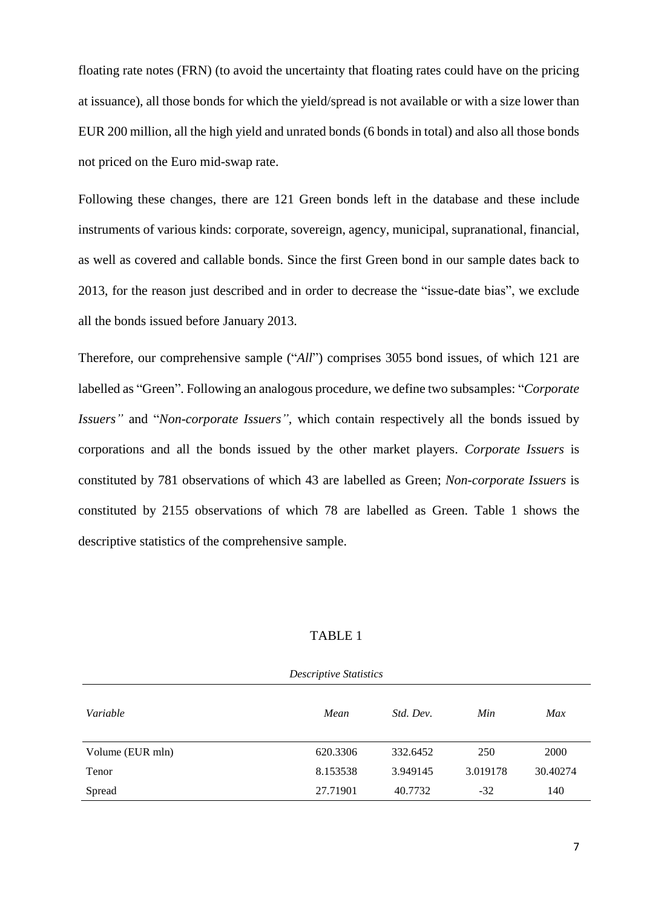floating rate notes (FRN) (to avoid the uncertainty that floating rates could have on the pricing at issuance), all those bonds for which the yield/spread is not available or with a size lower than EUR 200 million, all the high yield and unrated bonds (6 bonds in total) and also all those bonds not priced on the Euro mid-swap rate.

Following these changes, there are 121 Green bonds left in the database and these include instruments of various kinds: corporate, sovereign, agency, municipal, supranational, financial, as well as covered and callable bonds. Since the first Green bond in our sample dates back to 2013, for the reason just described and in order to decrease the "issue-date bias", we exclude all the bonds issued before January 2013.

Therefore, our comprehensive sample ("*All*") comprises 3055 bond issues, of which 121 are labelled as "Green". Following an analogous procedure, we define two subsamples: "*Corporate Issuers"* and "*Non-corporate Issuers"*, which contain respectively all the bonds issued by corporations and all the bonds issued by the other market players. *Corporate Issuers* is constituted by 781 observations of which 43 are labelled as Green; *Non-corporate Issuers* is constituted by 2155 observations of which 78 are labelled as Green. Table 1 shows the descriptive statistics of the comprehensive sample.

TABLE 1

*Descriptive Statistics*

| *Variable* | *Mean* | *Std. Dev.* | *Min* | *Max* |
|---|---|---|---|---|
| Volume (EUR mln) | 620.3306 | 332.6452 | 250 | 2000 |
| Tenor | 8.153538 | 3.949145 | 3.019178 | 30.40274 |
| Spread | 27.71901 | 40.7732 | -32 | 140 |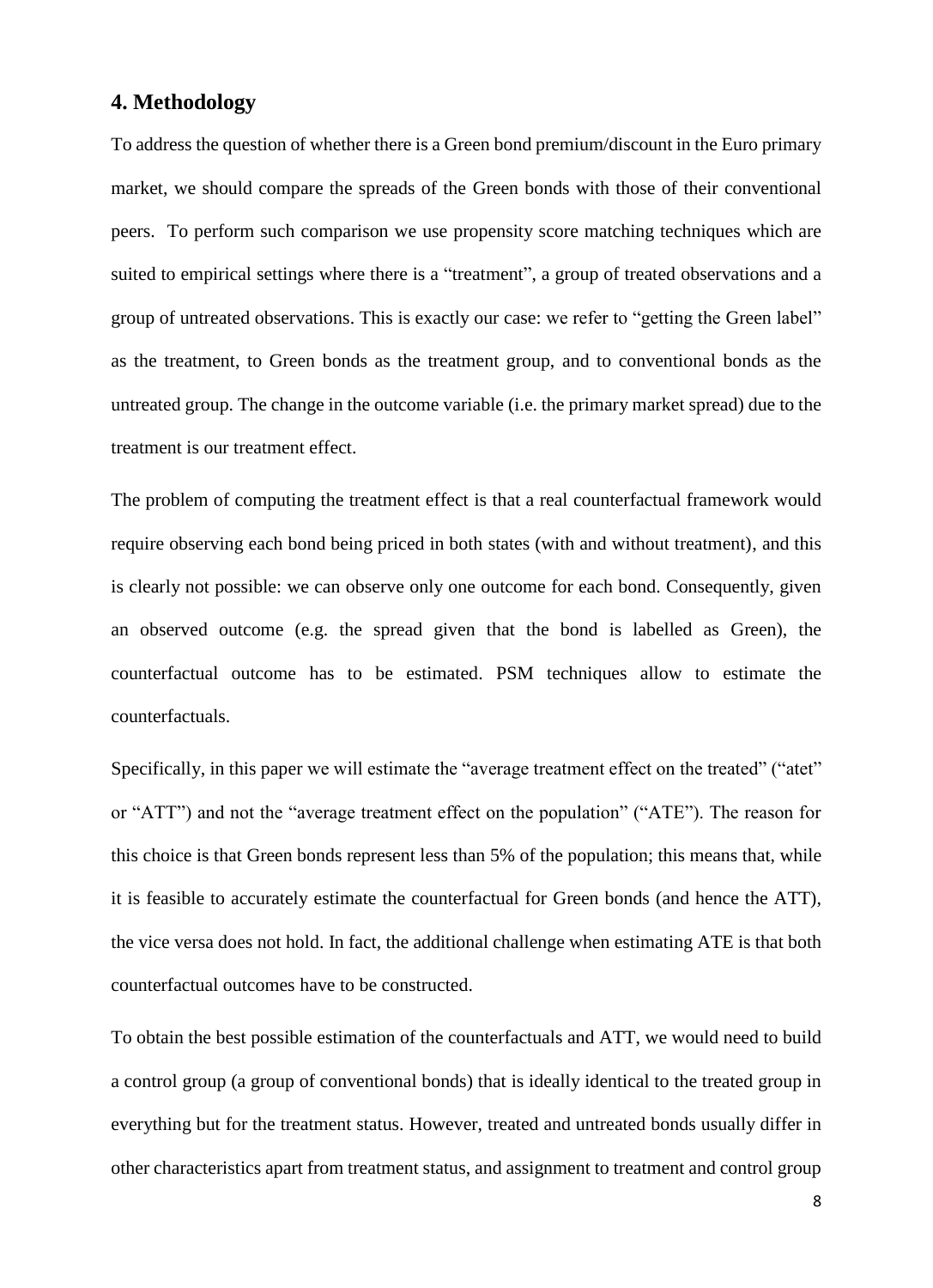## 4. Methodology

To address the question of whether there is a Green bond premium/discount in the Euro primary market, we should compare the spreads of the Green bonds with those of their conventional peers. To perform such comparison we use propensity score matching techniques which are suited to empirical settings where there is a "treatment", a group of treated observations and a group of untreated observations. This is exactly our case: we refer to "getting the Green label" as the treatment, to Green bonds as the treatment group, and to conventional bonds as the untreated group. The change in the outcome variable (i.e. the primary market spread) due to the treatment is our treatment effect.

The problem of computing the treatment effect is that a real counterfactual framework would require observing each bond being priced in both states (with and without treatment), and this is clearly not possible: we can observe only one outcome for each bond. Consequently, given an observed outcome (e.g. the spread given that the bond is labelled as Green), the counterfactual outcome has to be estimated. PSM techniques allow to estimate the counterfactuals.

Specifically, in this paper we will estimate the "average treatment effect on the treated" ("atet" or "ATT") and not the "average treatment effect on the population" ("ATE"). The reason for this choice is that Green bonds represent less than 5% of the population; this means that, while it is feasible to accurately estimate the counterfactual for Green bonds (and hence the ATT), the vice versa does not hold. In fact, the additional challenge when estimating ATE is that both counterfactual outcomes have to be constructed.

To obtain the best possible estimation of the counterfactuals and ATT, we would need to build a control group (a group of conventional bonds) that is ideally identical to the treated group in everything but for the treatment status. However, treated and untreated bonds usually differ in other characteristics apart from treatment status, and assignment to treatment and control group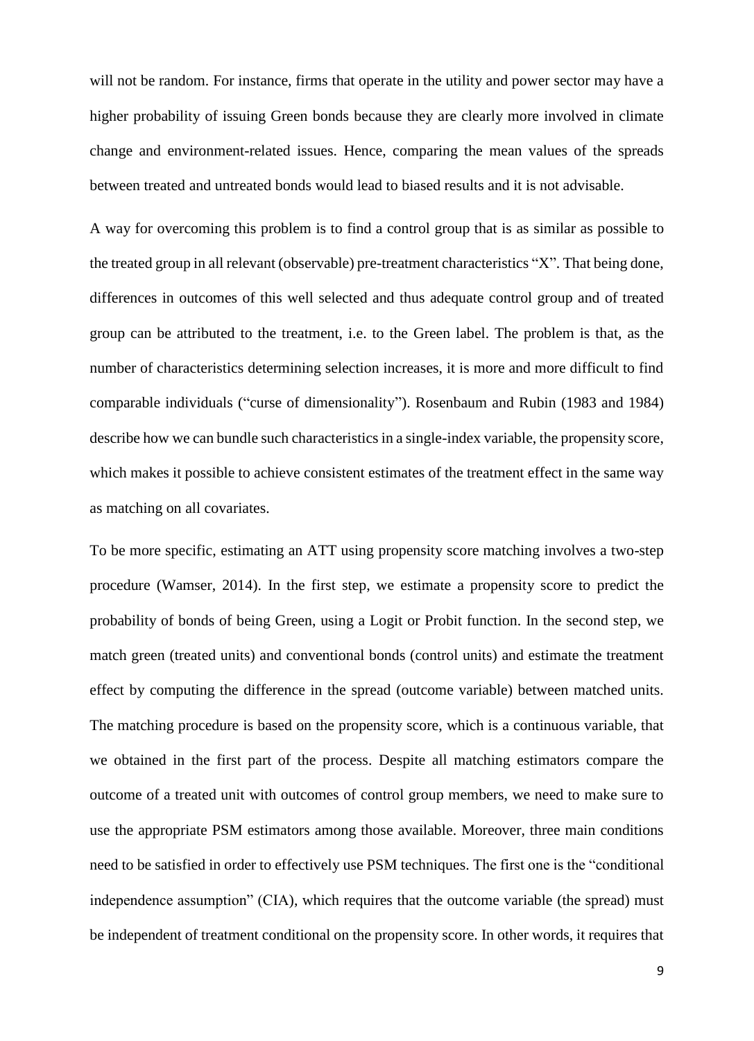will not be random. For instance, firms that operate in the utility and power sector may have a higher probability of issuing Green bonds because they are clearly more involved in climate change and environment-related issues. Hence, comparing the mean values of the spreads between treated and untreated bonds would lead to biased results and it is not advisable.

A way for overcoming this problem is to find a control group that is as similar as possible to the treated group in all relevant (observable) pre-treatment characteristics "X". That being done, differences in outcomes of this well selected and thus adequate control group and of treated group can be attributed to the treatment, i.e. to the Green label. The problem is that, as the number of characteristics determining selection increases, it is more and more difficult to find comparable individuals ("curse of dimensionality"). Rosenbaum and Rubin (1983 and 1984) describe how we can bundle such characteristics in a single-index variable, the propensity score, which makes it possible to achieve consistent estimates of the treatment effect in the same way as matching on all covariates.

To be more specific, estimating an ATT using propensity score matching involves a two-step procedure (Wamser, 2014). In the first step, we estimate a propensity score to predict the probability of bonds of being Green, using a Logit or Probit function. In the second step, we match green (treated units) and conventional bonds (control units) and estimate the treatment effect by computing the difference in the spread (outcome variable) between matched units. The matching procedure is based on the propensity score, which is a continuous variable, that we obtained in the first part of the process. Despite all matching estimators compare the outcome of a treated unit with outcomes of control group members, we need to make sure to use the appropriate PSM estimators among those available. Moreover, three main conditions need to be satisfied in order to effectively use PSM techniques. The first one is the "conditional independence assumption" (CIA), which requires that the outcome variable (the spread) must be independent of treatment conditional on the propensity score. In other words, it requires that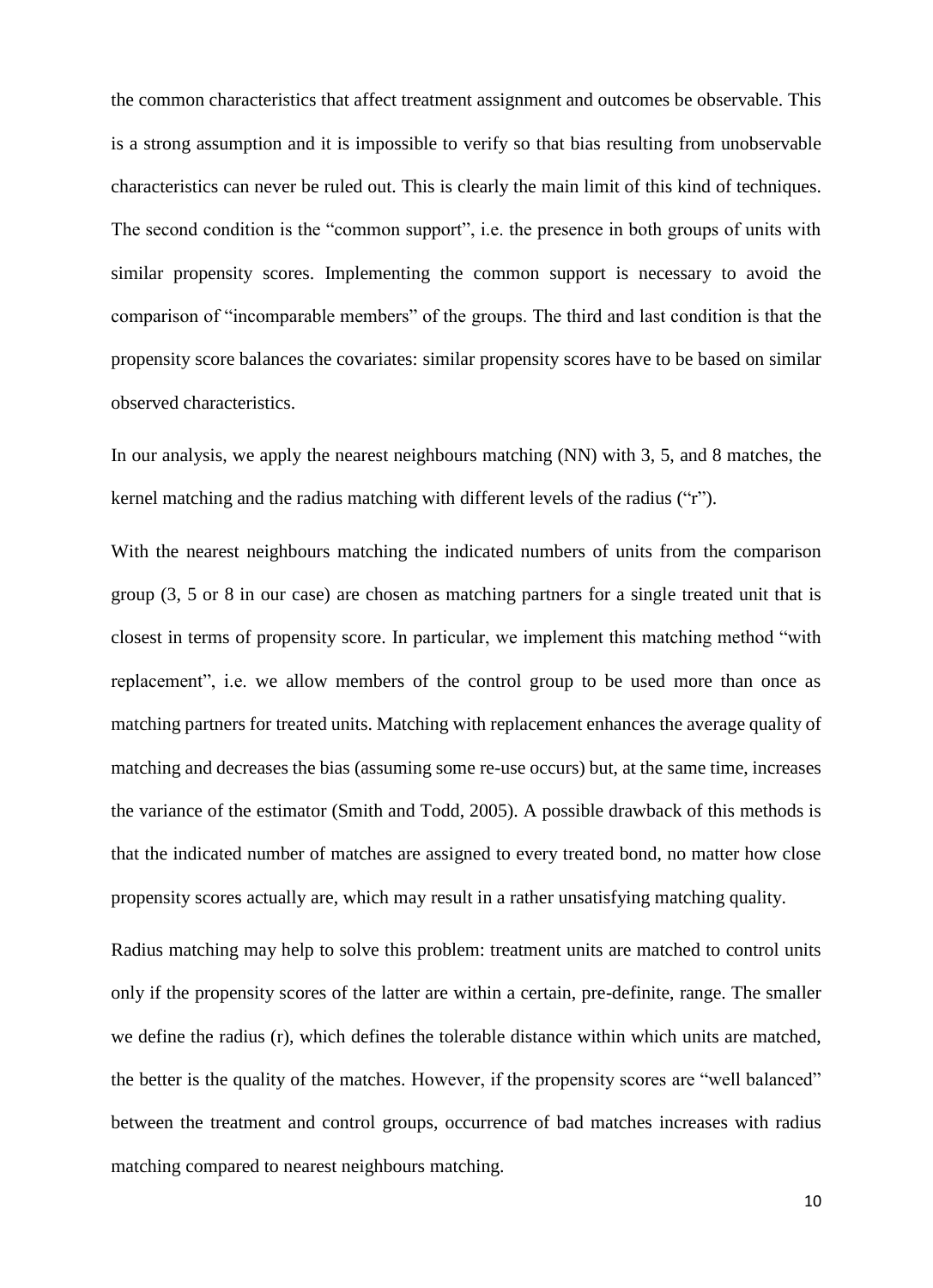the common characteristics that affect treatment assignment and outcomes be observable. This is a strong assumption and it is impossible to verify so that bias resulting from unobservable characteristics can never be ruled out. This is clearly the main limit of this kind of techniques. The second condition is the "common support", i.e. the presence in both groups of units with similar propensity scores. Implementing the common support is necessary to avoid the comparison of "incomparable members" of the groups. The third and last condition is that the propensity score balances the covariates: similar propensity scores have to be based on similar observed characteristics.

In our analysis, we apply the nearest neighbours matching (NN) with 3, 5, and 8 matches, the kernel matching and the radius matching with different levels of the radius ("r").

With the nearest neighbours matching the indicated numbers of units from the comparison group (3, 5 or 8 in our case) are chosen as matching partners for a single treated unit that is closest in terms of propensity score. In particular, we implement this matching method "with replacement", i.e. we allow members of the control group to be used more than once as matching partners for treated units. Matching with replacement enhances the average quality of matching and decreases the bias (assuming some re-use occurs) but, at the same time, increases the variance of the estimator (Smith and Todd, 2005). A possible drawback of this methods is that the indicated number of matches are assigned to every treated bond, no matter how close propensity scores actually are, which may result in a rather unsatisfying matching quality.

Radius matching may help to solve this problem: treatment units are matched to control units only if the propensity scores of the latter are within a certain, pre-definite, range. The smaller we define the radius (r), which defines the tolerable distance within which units are matched, the better is the quality of the matches. However, if the propensity scores are "well balanced" between the treatment and control groups, occurrence of bad matches increases with radius matching compared to nearest neighbours matching.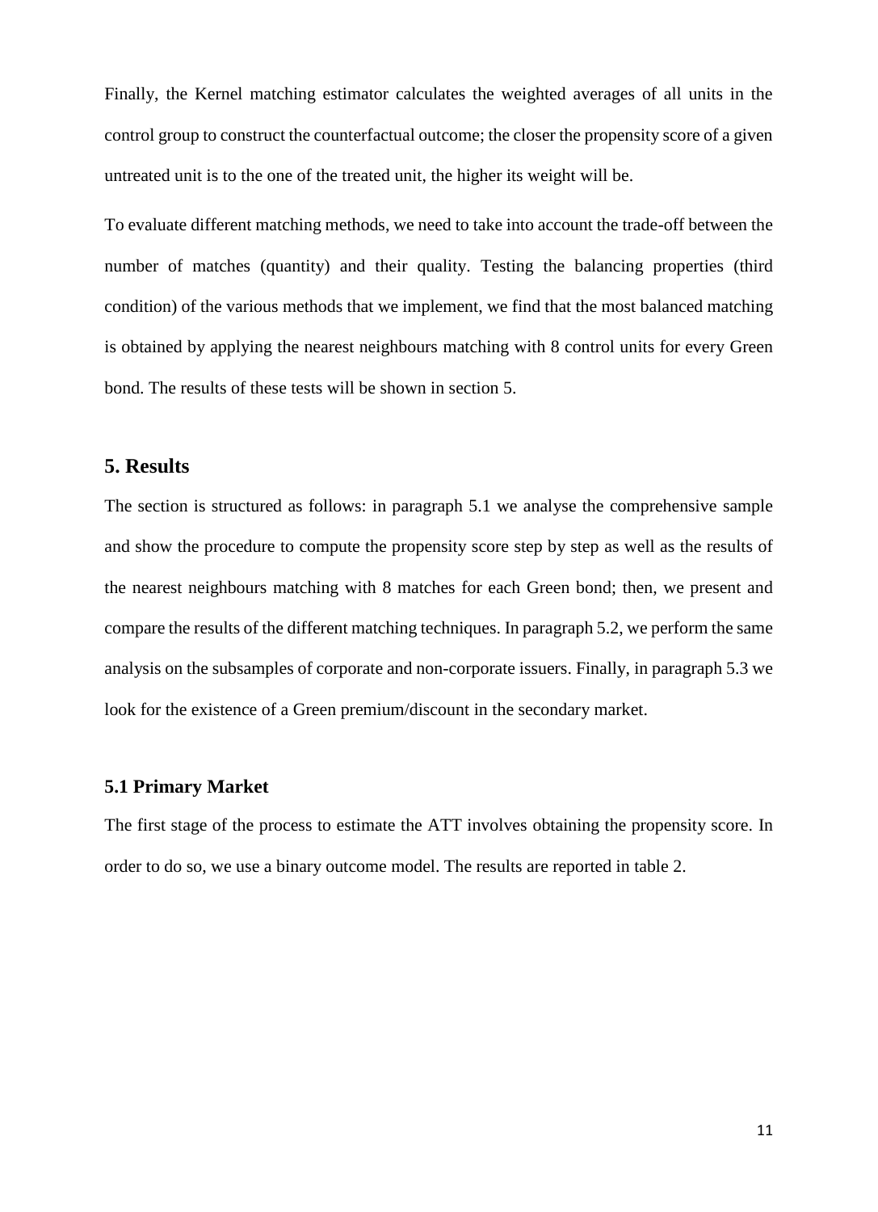Finally, the Kernel matching estimator calculates the weighted averages of all units in the control group to construct the counterfactual outcome; the closer the propensity score of a given untreated unit is to the one of the treated unit, the higher its weight will be.

To evaluate different matching methods, we need to take into account the trade-off between the number of matches (quantity) and their quality. Testing the balancing properties (third condition) of the various methods that we implement, we find that the most balanced matching is obtained by applying the nearest neighbours matching with 8 control units for every Green bond. The results of these tests will be shown in section 5.

## 5. Results

The section is structured as follows: in paragraph 5.1 we analyse the comprehensive sample and show the procedure to compute the propensity score step by step as well as the results of the nearest neighbours matching with 8 matches for each Green bond; then, we present and compare the results of the different matching techniques. In paragraph 5.2, we perform the same analysis on the subsamples of corporate and non-corporate issuers. Finally, in paragraph 5.3 we look for the existence of a Green premium/discount in the secondary market.

### 5.1 Primary Market

The first stage of the process to estimate the ATT involves obtaining the propensity score. In order to do so, we use a binary outcome model. The results are reported in table 2.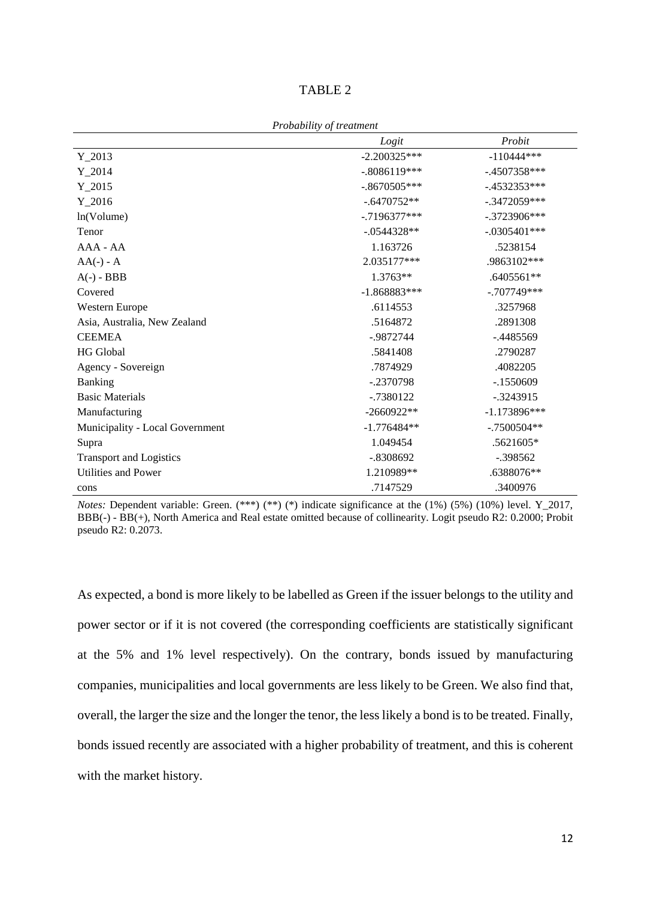TABLE 2

*Probability of treatment*

| | *Logit* | *Probit* |
|---|---|---|
| Y_2013 | -2.200325*** | -110444*** |
| Y_2014 | -.8086119*** | -.4507358*** |
| Y_2015 | -.8670505*** | -.4532353*** |
| Y_2016 | -.6470752** | -.3472059*** |
| ln(Volume) | -.7196377*** | -.3723906*** |
| Tenor | -.0544328** | -.0305401*** |
| AAA - AA | 1.163726 | .5238154 |
| AA(-) - A | 2.035177*** | .9863102*** |
| A(-) - BBB | 1.3763** | .6405561** |
| Covered | -1.868883*** | -.707749*** |
| Western Europe | .6114553 | .3257968 |
| Asia, Australia, New Zealand | .5164872 | .2891308 |
| CEEMEA | -.9872744 | -.4485569 |
| HG Global | .5841408 | .2790287 |
| Agency - Sovereign | .7874929 | .4082205 |
| Banking | -.2370798 | -.1550609 |
| Basic Materials | -.7380122 | -.3243915 |
| Manufacturing | -2660922** | -1.173896*** |
| Municipality - Local Government | -1.776484** | -.7500504** |
| Supra | 1.049454 | .5621605* |
| Transport and Logistics | -.8308692 | -.398562 |
| Utilities and Power | 1.210989** | .6388076** |
| cons | .7147529 | .3400976 |

*Notes:* Dependent variable: Green. (***) (**) (*) indicate significance at the (1%) (5%) (10%) level. Y_2017, BBB(-) - BB(+), North America and Real estate omitted because of collinearity. Logit pseudo R2: 0.2000; Probit pseudo R2: 0.2073.

As expected, a bond is more likely to be labelled as Green if the issuer belongs to the utility and power sector or if it is not covered (the corresponding coefficients are statistically significant at the 5% and 1% level respectively). On the contrary, bonds issued by manufacturing companies, municipalities and local governments are less likely to be Green. We also find that, overall, the larger the size and the longer the tenor, the less likely a bond is to be treated. Finally, bonds issued recently are associated with a higher probability of treatment, and this is coherent with the market history.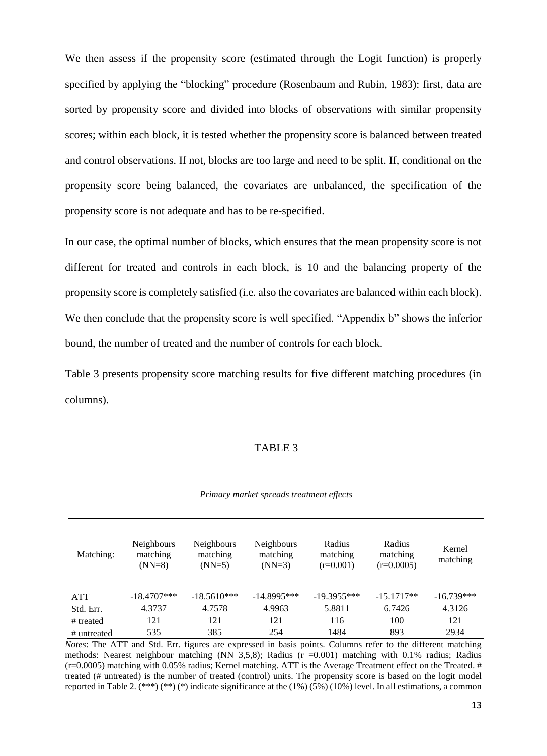We then assess if the propensity score (estimated through the Logit function) is properly specified by applying the "blocking" procedure (Rosenbaum and Rubin, 1983): first, data are sorted by propensity score and divided into blocks of observations with similar propensity scores; within each block, it is tested whether the propensity score is balanced between treated and control observations. If not, blocks are too large and need to be split. If, conditional on the propensity score being balanced, the covariates are unbalanced, the specification of the propensity score is not adequate and has to be re-specified.

In our case, the optimal number of blocks, which ensures that the mean propensity score is not different for treated and controls in each block, is 10 and the balancing property of the propensity score is completely satisfied (i.e. also the covariates are balanced within each block). We then conclude that the propensity score is well specified. "Appendix b" shows the inferior bound, the number of treated and the number of controls for each block.

Table 3 presents propensity score matching results for five different matching procedures (in columns).

TABLE 3

*Primary market spreads treatment effects*

| Matching: | Neighbours matching (NN=8) | Neighbours matching (NN=5) | Neighbours matching (NN=3) | Radius matching (r=0.001) | Radius matching (r=0.0005) | Kernel matching |
|---|---|---|---|---|---|---|
| ATT | -18.4707*** | -18.5610*** | -14.8995*** | -19.3955*** | -15.1717** | -16.739*** |
| Std. Err. | 4.3737 | 4.7578 | 4.9963 | 5.8811 | 6.7426 | 4.3126 |
| # treated | 121 | 121 | 121 | 116 | 100 | 121 |
| # untreated | 535 | 385 | 254 | 1484 | 893 | 2934 |

*Notes*: The ATT and Std. Err. figures are expressed in basis points. Columns refer to the different matching methods: Nearest neighbour matching (NN 3,5,8); Radius (r =0.001) matching with 0.1% radius; Radius (r=0.0005) matching with 0.05% radius; Kernel matching. ATT is the Average Treatment effect on the Treated. # treated (# untreated) is the number of treated (control) units. The propensity score is based on the logit model reported in Table 2. (***) (**) (*) indicate significance at the (1%) (5%) (10%) level. In all estimations, a common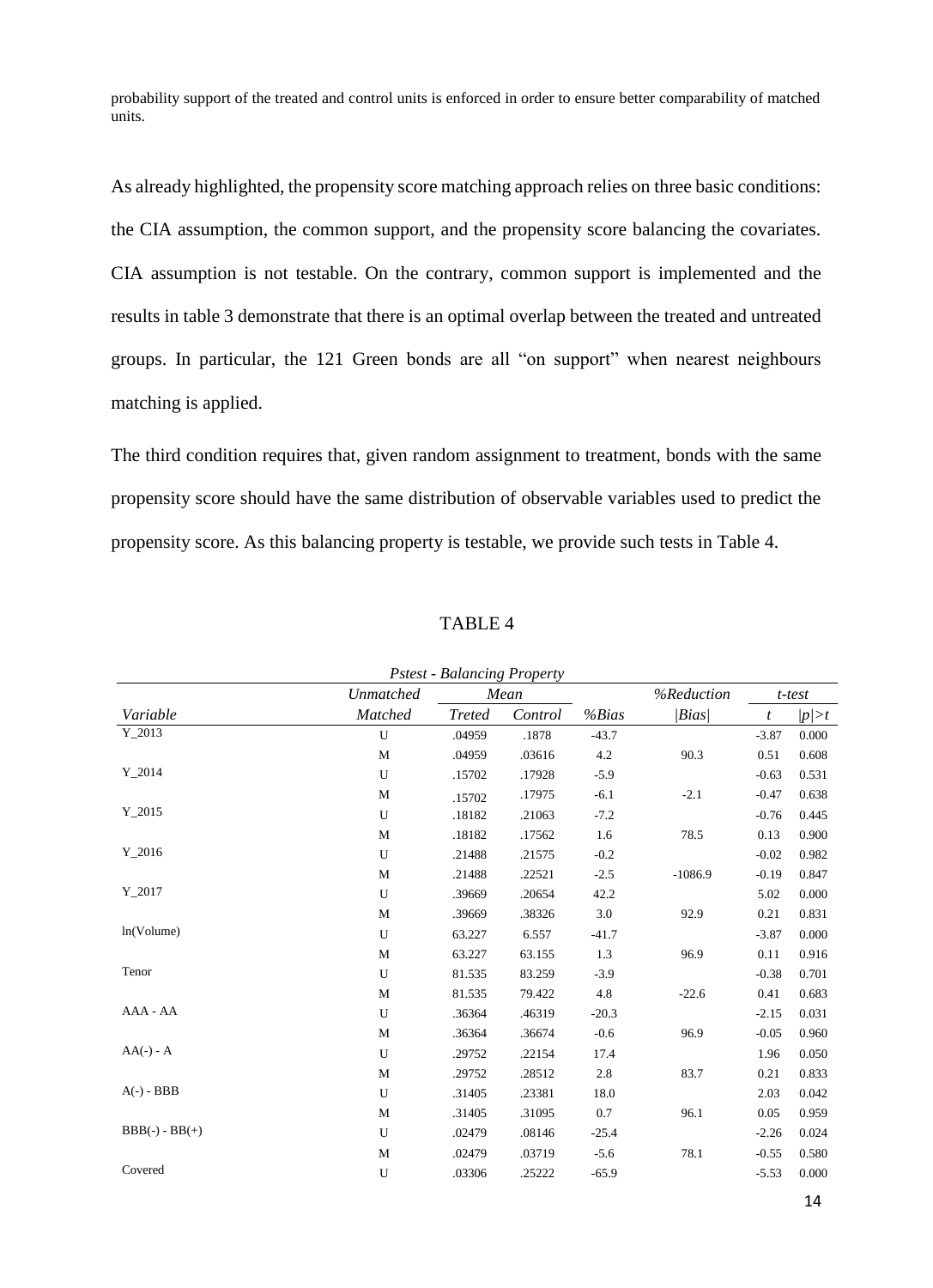probability support of the treated and control units is enforced in order to ensure better comparability of matched units.

As already highlighted, the propensity score matching approach relies on three basic conditions: the CIA assumption, the common support, and the propensity score balancing the covariates. CIA assumption is not testable. On the contrary, common support is implemented and the results in table 3 demonstrate that there is an optimal overlap between the treated and untreated groups. In particular, the 121 Green bonds are all "on support" when nearest neighbours matching is applied.

The third condition requires that, given random assignment to treatment, bonds with the same propensity score should have the same distribution of observable variables used to predict the propensity score. As this balancing property is testable, we provide such tests in Table 4.

TABLE 4

*Pstest - Balancing Property*

| | *Unmatched* | *Mean* | | | *%Reduction* | *t-test* | |
|---|---|---|---|---|---|---|---|
| *Variable* | *Matched* | *Treted* | *Control* | *%Bias* | *\|Bias\|* | *t* | *\|p\|>t* |
| Y_2013 | U | .04959 | .1878 | -43.7 | | -3.87 | 0.000 |
| | M | .04959 | .03616 | 4.2 | 90.3 | 0.51 | 0.608 |
| Y_2014 | U | .15702 | .17928 | -5.9 | | -0.63 | 0.531 |
| | M | .15702 | .17975 | -6.1 | -2.1 | -0.47 | 0.638 |
| Y_2015 | U | .18182 | .21063 | -7.2 | | -0.76 | 0.445 |
| | M | .18182 | .17562 | 1.6 | 78.5 | 0.13 | 0.900 |
| Y_2016 | U | .21488 | .21575 | -0.2 | | -0.02 | 0.982 |
| | M | .21488 | .22521 | -2.5 | -1086.9 | -0.19 | 0.847 |
| Y_2017 | U | .39669 | .20654 | 42.2 | | 5.02 | 0.000 |
| | M | .39669 | .38326 | 3.0 | 92.9 | 0.21 | 0.831 |
| ln(Volume) | U | 63.227 | 6.557 | -41.7 | | -3.87 | 0.000 |
| | M | 63.227 | 63.155 | 1.3 | 96.9 | 0.11 | 0.916 |
| Tenor | U | 81.535 | 83.259 | -3.9 | | -0.38 | 0.701 |
| | M | 81.535 | 79.422 | 4.8 | -22.6 | 0.41 | 0.683 |
| AAA - AA | U | .36364 | .46319 | -20.3 | | -2.15 | 0.031 |
| | M | .36364 | .36674 | -0.6 | 96.9 | -0.05 | 0.960 |
| AA(-) - A | U | .29752 | .22154 | 17.4 | | 1.96 | 0.050 |
| | M | .29752 | .28512 | 2.8 | 83.7 | 0.21 | 0.833 |
| A(-) - BBB | U | .31405 | .23381 | 18.0 | | 2.03 | 0.042 |
| | M | .31405 | .31095 | 0.7 | 96.1 | 0.05 | 0.959 |
| BBB(-) - BB(+) | U | .02479 | .08146 | -25.4 | | -2.26 | 0.024 |
| | M | .02479 | .03719 | -5.6 | 78.1 | -0.55 | 0.580 |
| Covered | U | .03306 | .25222 | -65.9 | | -5.53 | 0.000 |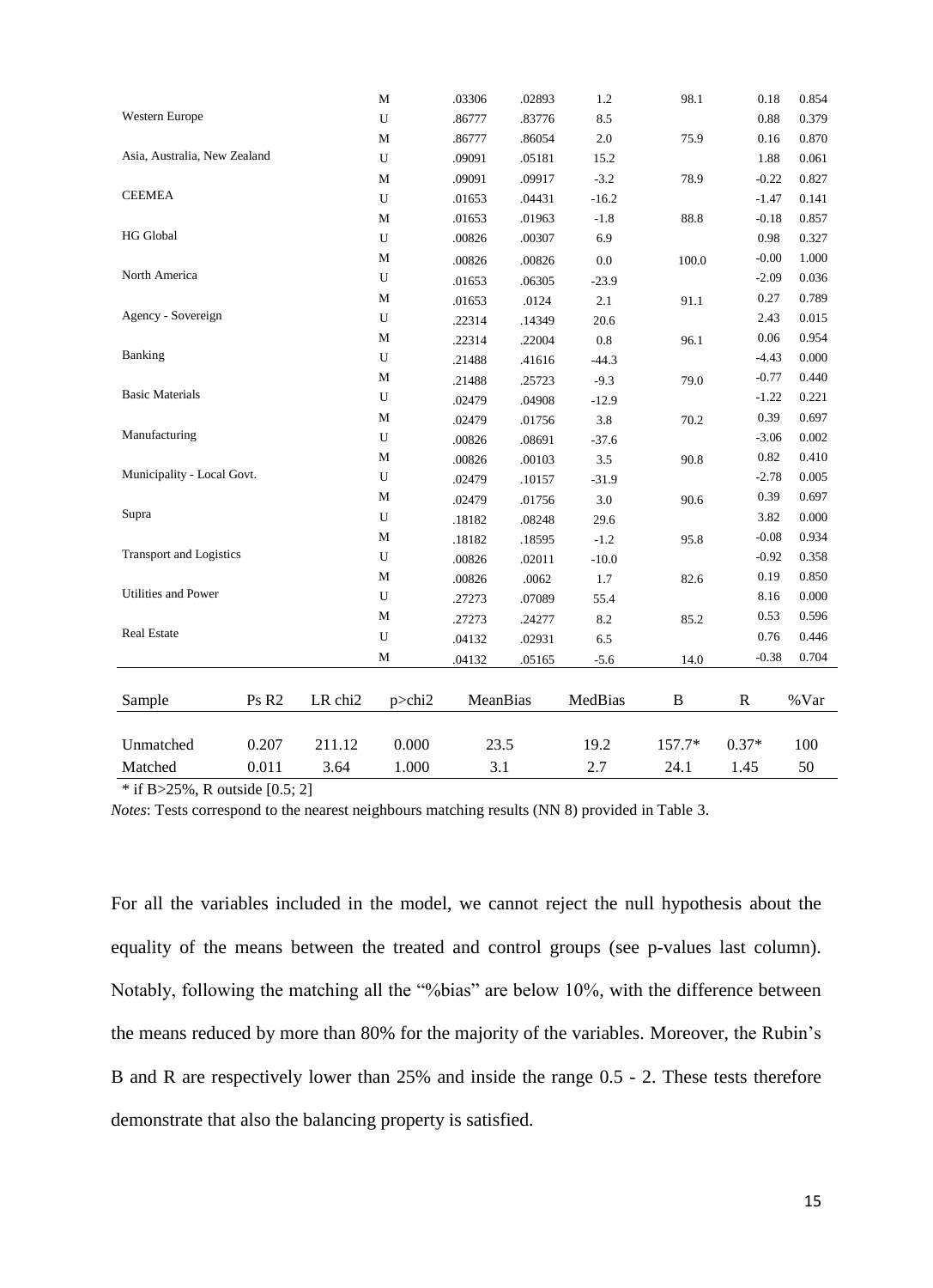| | | Mean Treated | Mean Control | %bias | %reduct bias | t | p>t |
|---|---|---|---|---|---|---|---|
| | M | .03306 | .02893 | 1.2 | 98.1 | 0.18 | 0.854 |
| Western Europe | U | .86777 | .83776 | 8.5 | | 0.88 | 0.379 |
| | M | .86777 | .86054 | 2.0 | 75.9 | 0.16 | 0.870 |
| Asia, Australia, New Zealand | U | .09091 | .05181 | 15.2 | | 1.88 | 0.061 |
| | M | .09091 | .09917 | -3.2 | 78.9 | -0.22 | 0.827 |
| CEEMEA | U | .01653 | .04431 | -16.2 | | -1.47 | 0.141 |
| | M | .01653 | .01963 | -1.8 | 88.8 | -0.18 | 0.857 |
| HG Global | U | .00826 | .00307 | 6.9 | | 0.98 | 0.327 |
| | M | .00826 | .00826 | 0.0 | 100.0 | -0.00 | 1.000 |
| North America | U | .01653 | .06305 | -23.9 | | -2.09 | 0.036 |
| | M | .01653 | .0124 | 2.1 | 91.1 | 0.27 | 0.789 |
| Agency - Sovereign | U | .22314 | .14349 | 20.6 | | 2.43 | 0.015 |
| | M | .22314 | .22004 | 0.8 | 96.1 | 0.06 | 0.954 |
| Banking | U | .21488 | .41616 | -44.3 | | -4.43 | 0.000 |
| | M | .21488 | .25723 | -9.3 | 79.0 | -0.77 | 0.440 |
| Basic Materials | U | .02479 | .04908 | -12.9 | | -1.22 | 0.221 |
| | M | .02479 | .01756 | 3.8 | 70.2 | 0.39 | 0.697 |
| Manufacturing | U | .00826 | .08691 | -37.6 | | -3.06 | 0.002 |
| | M | .00826 | .00103 | 3.5 | 90.8 | 0.82 | 0.410 |
| Municipality - Local Govt. | U | .02479 | .10157 | -31.9 | | -2.78 | 0.005 |
| | M | .02479 | .01756 | 3.0 | 90.6 | 0.39 | 0.697 |
| Supra | U | .18182 | .08248 | 29.6 | | 3.82 | 0.000 |
| | M | .18182 | .18595 | -1.2 | 95.8 | -0.08 | 0.934 |
| Transport and Logistics | U | .00826 | .02011 | -10.0 | | -0.92 | 0.358 |
| | M | .00826 | .0062 | 1.7 | 82.6 | 0.19 | 0.850 |
| Utilities and Power | U | .27273 | .07089 | 55.4 | | 8.16 | 0.000 |
| | M | .27273 | .24277 | 8.2 | 85.2 | 0.53 | 0.596 |
| Real Estate | U | .04132 | .02931 | 6.5 | | 0.76 | 0.446 |
| | M | .04132 | .05165 | -5.6 | 14.0 | -0.38 | 0.704 |

| Sample | Ps R2 | LR chi2 | p>chi2 | MeanBias | MedBias | B | R | %Var |
|---|---|---|---|---|---|---|---|---|
| Unmatched | 0.207 | 211.12 | 0.000 | 23.5 | 19.2 | 157.7* | 0.37* | 100 |
| Matched | 0.011 | 3.64 | 1.000 | 3.1 | 2.7 | 24.1 | 1.45 | 50 |

* if B>25%, R outside [0.5; 2]

*Notes*: Tests correspond to the nearest neighbours matching results (NN 8) provided in Table 3.

For all the variables included in the model, we cannot reject the null hypothesis about the equality of the means between the treated and control groups (see p-values last column). Notably, following the matching all the "%bias" are below 10%, with the difference between the means reduced by more than 80% for the majority of the variables. Moreover, the Rubin's B and R are respectively lower than 25% and inside the range 0.5 - 2. These tests therefore demonstrate that also the balancing property is satisfied.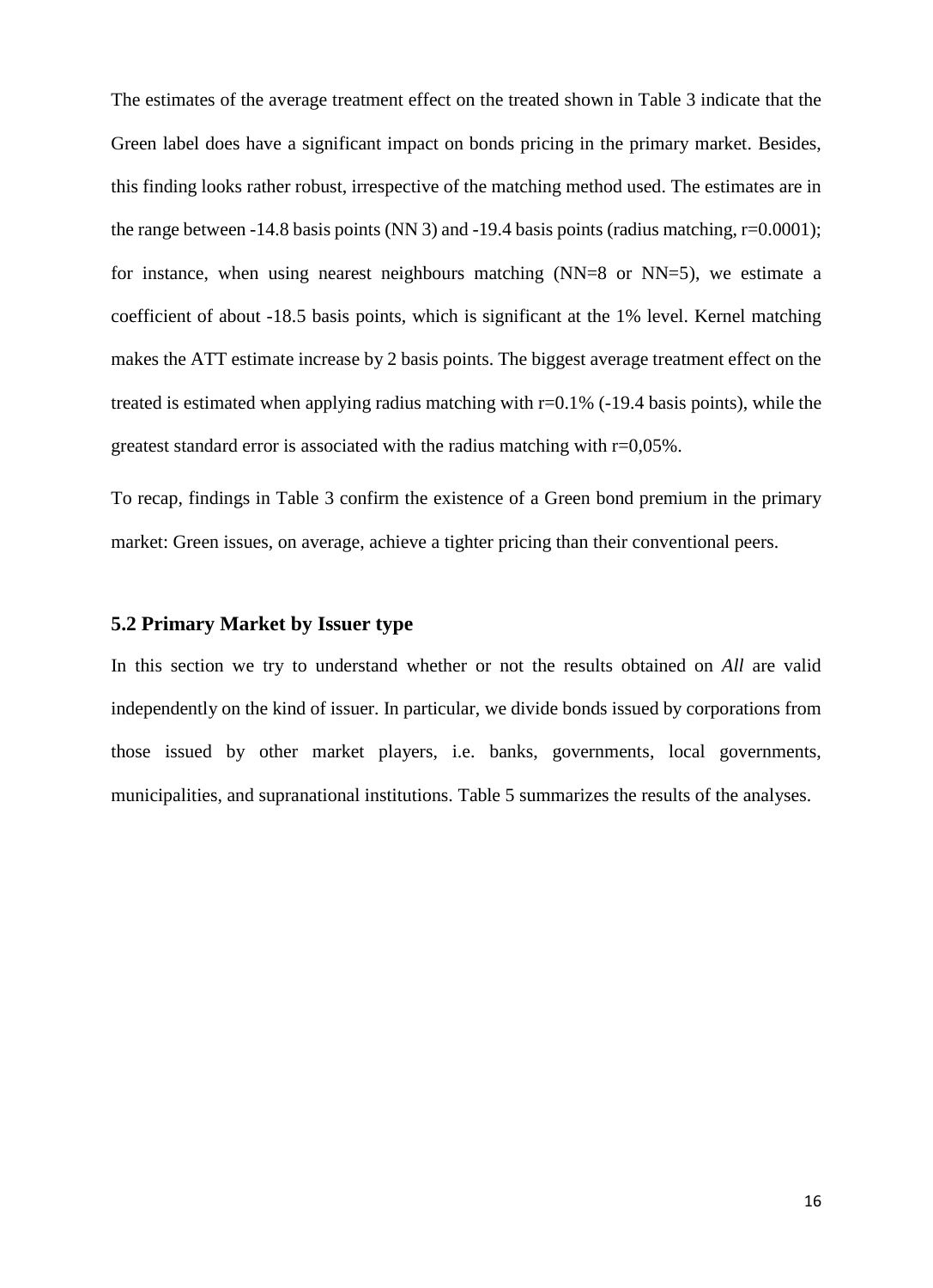The estimates of the average treatment effect on the treated shown in Table 3 indicate that the Green label does have a significant impact on bonds pricing in the primary market. Besides, this finding looks rather robust, irrespective of the matching method used. The estimates are in the range between -14.8 basis points (NN 3) and -19.4 basis points (radius matching, r=0.0001); for instance, when using nearest neighbours matching (NN=8 or NN=5), we estimate a coefficient of about -18.5 basis points, which is significant at the 1% level. Kernel matching makes the ATT estimate increase by 2 basis points. The biggest average treatment effect on the treated is estimated when applying radius matching with r=0.1% (-19.4 basis points), while the greatest standard error is associated with the radius matching with r=0,05%.

To recap, findings in Table 3 confirm the existence of a Green bond premium in the primary market: Green issues, on average, achieve a tighter pricing than their conventional peers.

### 5.2 Primary Market by Issuer type

In this section we try to understand whether or not the results obtained on *All* are valid independently on the kind of issuer. In particular, we divide bonds issued by corporations from those issued by other market players, i.e. banks, governments, local governments, municipalities, and supranational institutions. Table 5 summarizes the results of the analyses.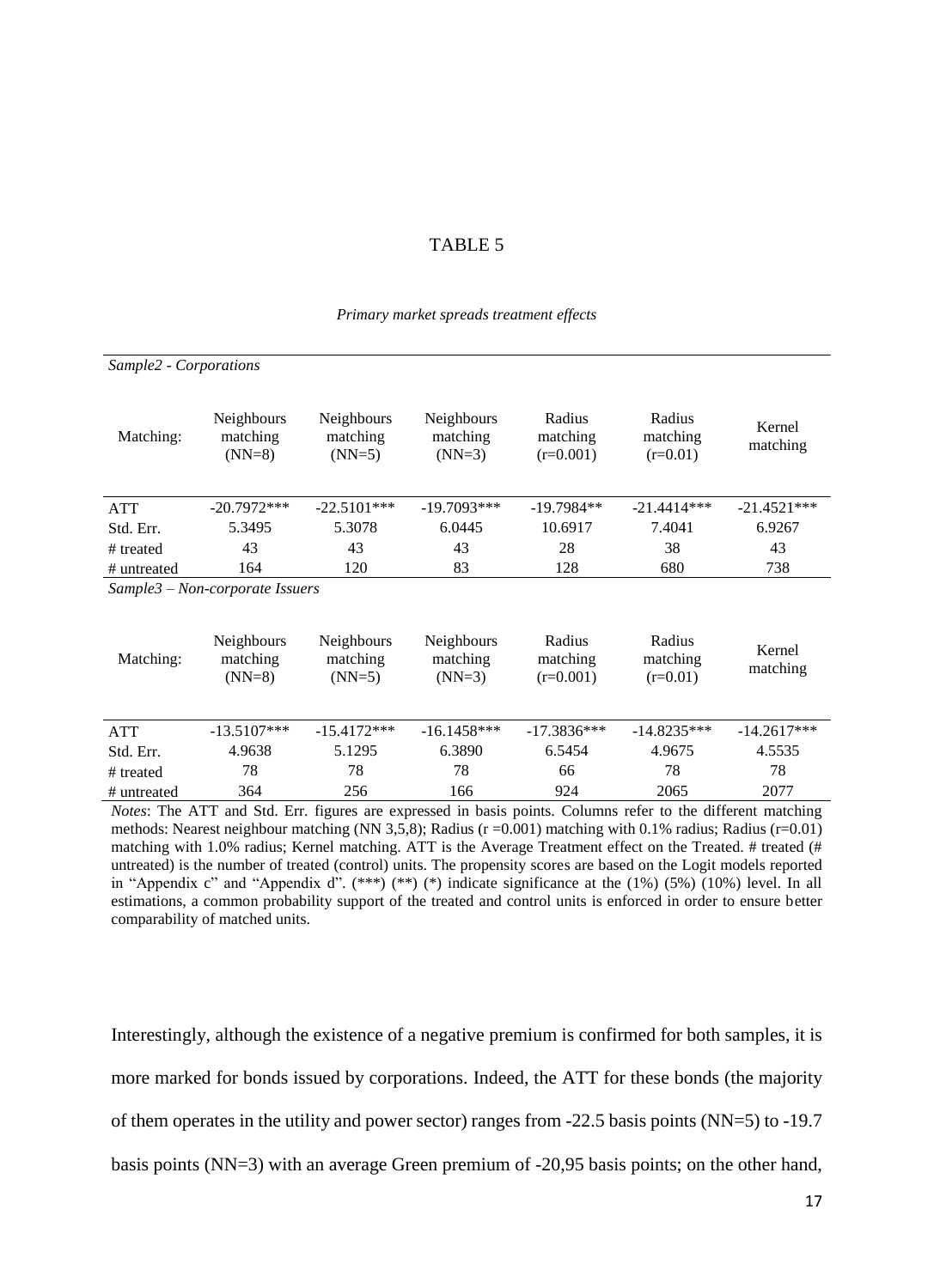TABLE 5

*Primary market spreads treatment effects*

*Sample2 - Corporations*

| Matching: | Neighbours matching (NN=8) | Neighbours matching (NN=5) | Neighbours matching (NN=3) | Radius matching (r=0.001) | Radius matching (r=0.01) | Kernel matching |
|---|---|---|---|---|---|---|
| ATT | -20.7972*** | -22.5101*** | -19.7093*** | -19.7984** | -21.4414*** | -21.4521*** |
| Std. Err. | 5.3495 | 5.3078 | 6.0445 | 10.6917 | 7.4041 | 6.9267 |
| # treated | 43 | 43 | 43 | 28 | 38 | 43 |
| # untreated | 164 | 120 | 83 | 128 | 680 | 738 |

*Sample3 – Non-corporate Issuers*

| Matching: | Neighbours matching (NN=8) | Neighbours matching (NN=5) | Neighbours matching (NN=3) | Radius matching (r=0.001) | Radius matching (r=0.01) | Kernel matching |
|---|---|---|---|---|---|---|
| ATT | -13.5107*** | -15.4172*** | -16.1458*** | -17.3836*** | -14.8235*** | -14.2617*** |
| Std. Err. | 4.9638 | 5.1295 | 6.3890 | 6.5454 | 4.9675 | 4.5535 |
| # treated | 78 | 78 | 78 | 66 | 78 | 78 |
| # untreated | 364 | 256 | 166 | 924 | 2065 | 2077 |

*Notes*: The ATT and Std. Err. figures are expressed in basis points. Columns refer to the different matching methods: Nearest neighbour matching (NN 3,5,8); Radius (r =0.001) matching with 0.1% radius; Radius (r=0.01) matching with 1.0% radius; Kernel matching. ATT is the Average Treatment effect on the Treated. # treated (# untreated) is the number of treated (control) units. The propensity scores are based on the Logit models reported in "Appendix c" and "Appendix d". (***) (**) (*) indicate significance at the (1%) (5%) (10%) level. In all estimations, a common probability support of the treated and control units is enforced in order to ensure better comparability of matched units.

Interestingly, although the existence of a negative premium is confirmed for both samples, it is more marked for bonds issued by corporations. Indeed, the ATT for these bonds (the majority of them operates in the utility and power sector) ranges from -22.5 basis points (NN=5) to -19.7 basis points (NN=3) with an average Green premium of -20,95 basis points; on the other hand,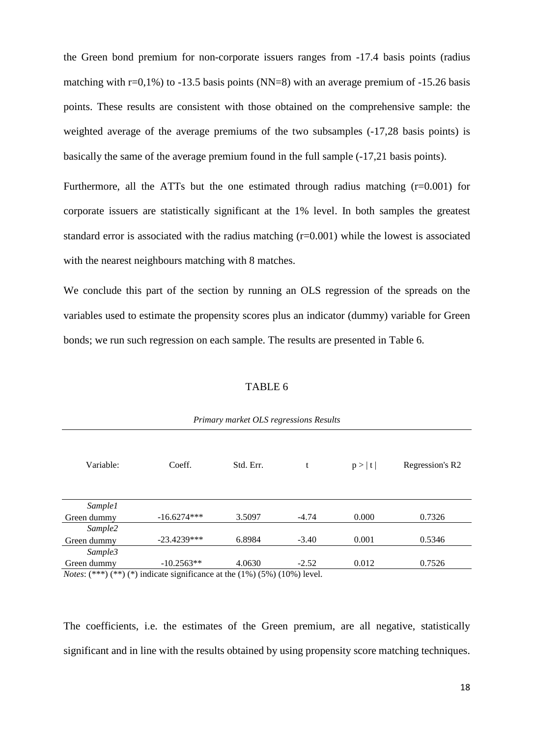the Green bond premium for non-corporate issuers ranges from -17.4 basis points (radius matching with r=0,1%) to -13.5 basis points (NN=8) with an average premium of -15.26 basis points. These results are consistent with those obtained on the comprehensive sample: the weighted average of the average premiums of the two subsamples (-17,28 basis points) is basically the same of the average premium found in the full sample (-17,21 basis points).

Furthermore, all the ATTs but the one estimated through radius matching (r=0.001) for corporate issuers are statistically significant at the 1% level. In both samples the greatest standard error is associated with the radius matching (r=0.001) while the lowest is associated with the nearest neighbours matching with 8 matches.

We conclude this part of the section by running an OLS regression of the spreads on the variables used to estimate the propensity scores plus an indicator (dummy) variable for Green bonds; we run such regression on each sample. The results are presented in Table 6.

TABLE 6

*Primary market OLS regressions Results*

| Variable: | Coeff. | Std. Err. | t | p > \| t \| | Regression's R2 |
|---|---|---|---|---|---|
| *Sample1* | | | | | |
| Green dummy | -16.6274*** | 3.5097 | -4.74 | 0.000 | 0.7326 |
| *Sample2* | | | | | |
| Green dummy | -23.4239*** | 6.8984 | -3.40 | 0.001 | 0.5346 |
| *Sample3* | | | | | |
| Green dummy | -10.2563** | 4.0630 | -2.52 | 0.012 | 0.7526 |

*Notes*: (***) (**) (*) indicate significance at the (1%) (5%) (10%) level.

The coefficients, i.e. the estimates of the Green premium, are all negative, statistically significant and in line with the results obtained by using propensity score matching techniques.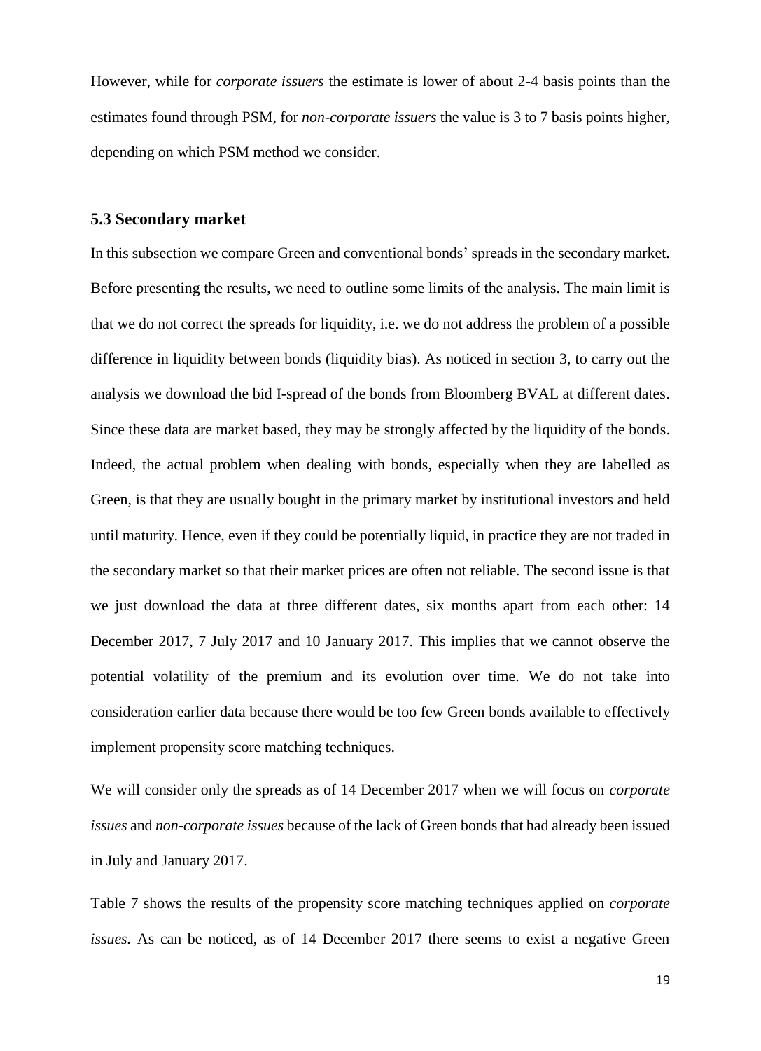However, while for *corporate issuers* the estimate is lower of about 2-4 basis points than the estimates found through PSM, for *non-corporate issuers* the value is 3 to 7 basis points higher, depending on which PSM method we consider.

### 5.3 Secondary market

In this subsection we compare Green and conventional bonds' spreads in the secondary market. Before presenting the results, we need to outline some limits of the analysis. The main limit is that we do not correct the spreads for liquidity, i.e. we do not address the problem of a possible difference in liquidity between bonds (liquidity bias). As noticed in section 3, to carry out the analysis we download the bid I-spread of the bonds from Bloomberg BVAL at different dates. Since these data are market based, they may be strongly affected by the liquidity of the bonds. Indeed, the actual problem when dealing with bonds, especially when they are labelled as Green, is that they are usually bought in the primary market by institutional investors and held until maturity. Hence, even if they could be potentially liquid, in practice they are not traded in the secondary market so that their market prices are often not reliable. The second issue is that we just download the data at three different dates, six months apart from each other: 14 December 2017, 7 July 2017 and 10 January 2017. This implies that we cannot observe the potential volatility of the premium and its evolution over time. We do not take into consideration earlier data because there would be too few Green bonds available to effectively implement propensity score matching techniques.

We will consider only the spreads as of 14 December 2017 when we will focus on *corporate issues* and *non-corporate issues* because of the lack of Green bonds that had already been issued in July and January 2017.

Table 7 shows the results of the propensity score matching techniques applied on *corporate issues*. As can be noticed, as of 14 December 2017 there seems to exist a negative Green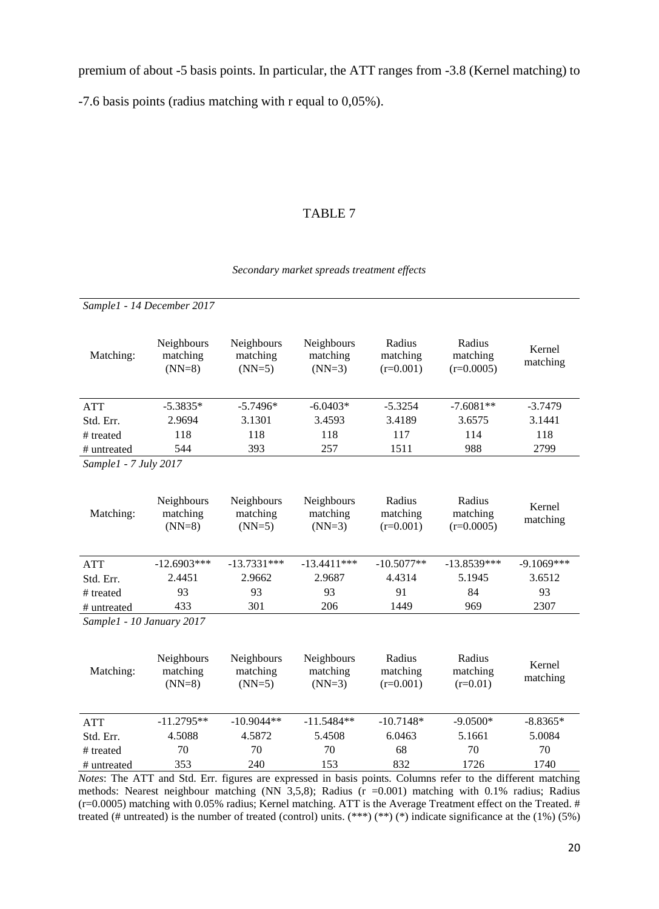premium of about -5 basis points. In particular, the ATT ranges from -3.8 (Kernel matching) to -7.6 basis points (radius matching with r equal to 0,05%).

TABLE 7

*Secondary market spreads treatment effects*

| *Sample1 - 14 December 2017* | | | | | | |
|---|---|---|---|---|---|---|
| Matching: | Neighbours matching (NN=8) | Neighbours matching (NN=5) | Neighbours matching (NN=3) | Radius matching (r=0.001) | Radius matching (r=0.0005) | Kernel matching |
| ATT | -5.3835* | -5.7496* | -6.0403* | -5.3254 | -7.6081** | -3.7479 |
| Std. Err. | 2.9694 | 3.1301 | 3.4593 | 3.4189 | 3.6575 | 3.1441 |
| # treated | 118 | 118 | 118 | 117 | 114 | 118 |
| # untreated | 544 | 393 | 257 | 1511 | 988 | 2799 |
| *Sample1 - 7 July 2017* | | | | | | |
| Matching: | Neighbours matching (NN=8) | Neighbours matching (NN=5) | Neighbours matching (NN=3) | Radius matching (r=0.001) | Radius matching (r=0.0005) | Kernel matching |
| ATT | -12.6903*** | -13.7331*** | -13.4411*** | -10.5077** | -13.8539*** | -9.1069*** |
| Std. Err. | 2.4451 | 2.9662 | 2.9687 | 4.4314 | 5.1945 | 3.6512 |
| # treated | 93 | 93 | 93 | 91 | 84 | 93 |
| # untreated | 433 | 301 | 206 | 1449 | 969 | 2307 |
| *Sample1 - 10 January 2017* | | | | | | |
| Matching: | Neighbours matching (NN=8) | Neighbours matching (NN=5) | Neighbours matching (NN=3) | Radius matching (r=0.001) | Radius matching (r=0.01) | Kernel matching |
| ATT | -11.2795** | -10.9044** | -11.5484** | -10.7148* | -9.0500* | -8.8365* |
| Std. Err. | 4.5088 | 4.5872 | 5.4508 | 6.0463 | 5.1661 | 5.0084 |
| # treated | 70 | 70 | 70 | 68 | 70 | 70 |
| # untreated | 353 | 240 | 153 | 832 | 1726 | 1740 |

*Notes*: The ATT and Std. Err. figures are expressed in basis points. Columns refer to the different matching methods: Nearest neighbour matching (NN 3,5,8); Radius (r =0.001) matching with 0.1% radius; Radius (r=0.0005) matching with 0.05% radius; Kernel matching. ATT is the Average Treatment effect on the Treated. # treated (# untreated) is the number of treated (control) units. (***) (**) (*) indicate significance at the (1%) (5%)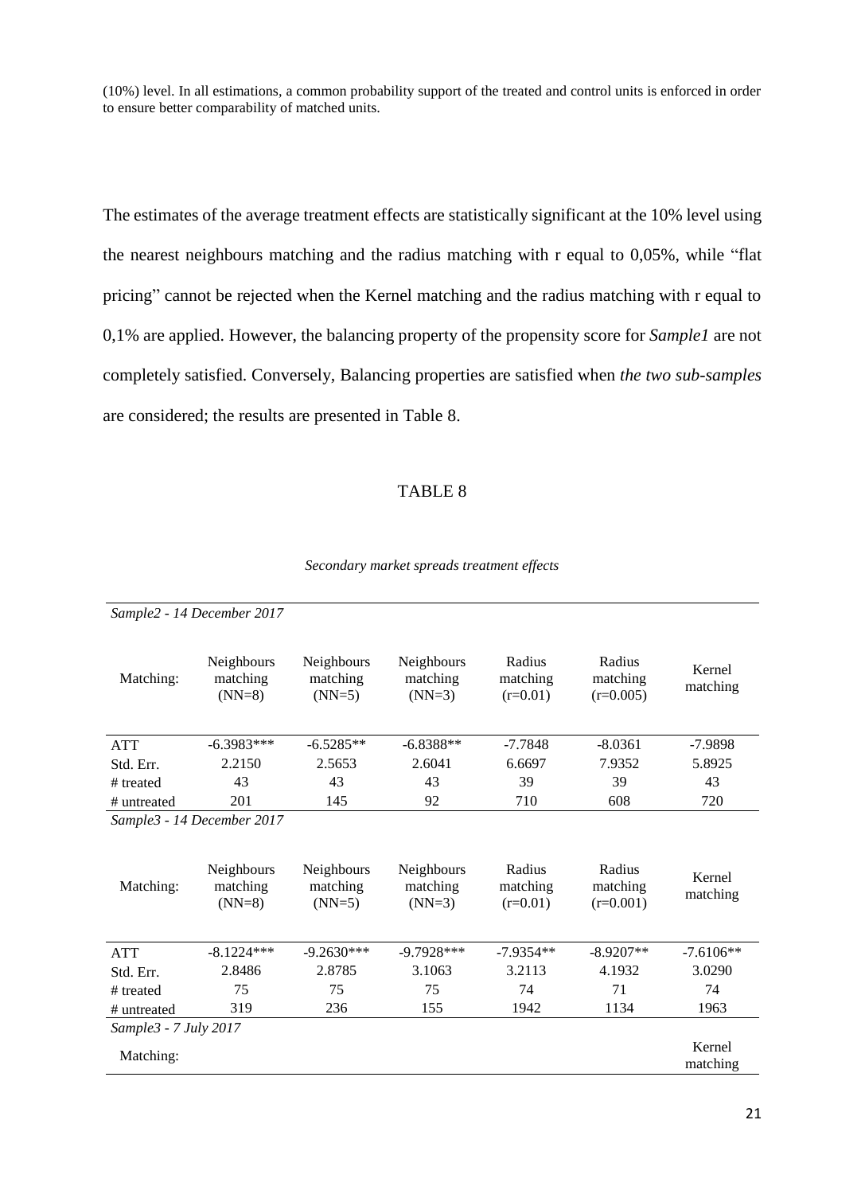(10%) level. In all estimations, a common probability support of the treated and control units is enforced in order to ensure better comparability of matched units.

The estimates of the average treatment effects are statistically significant at the 10% level using the nearest neighbours matching and the radius matching with r equal to 0,05%, while "flat pricing" cannot be rejected when the Kernel matching and the radius matching with r equal to 0,1% are applied. However, the balancing property of the propensity score for *Sample1* are not completely satisfied. Conversely, Balancing properties are satisfied when *the two sub-samples* are considered; the results are presented in Table 8.

TABLE 8

*Secondary market spreads treatment effects*

| *Sample2 - 14 December 2017* | | | | | | |
|---|---|---|---|---|---|---|
| Matching: | Neighbours matching (NN=8) | Neighbours matching (NN=5) | Neighbours matching (NN=3) | Radius matching (r=0.01) | Radius matching (r=0.005) | Kernel matching |
| ATT | -6.3983*** | -6.5285** | -6.8388** | -7.7848 | -8.0361 | -7.9898 |
| Std. Err. | 2.2150 | 2.5653 | 2.6041 | 6.6697 | 7.9352 | 5.8925 |
| # treated | 43 | 43 | 43 | 39 | 39 | 43 |
| # untreated | 201 | 145 | 92 | 710 | 608 | 720 |
| *Sample3 - 14 December 2017* | | | | | | |
| Matching: | Neighbours matching (NN=8) | Neighbours matching (NN=5) | Neighbours matching (NN=3) | Radius matching (r=0.01) | Radius matching (r=0.001) | Kernel matching |
| ATT | -8.1224*** | -9.2630*** | -9.7928*** | -7.9354** | -8.9207** | -7.6106** |
| Std. Err. | 2.8486 | 2.8785 | 3.1063 | 3.2113 | 4.1932 | 3.0290 |
| # treated | 75 | 75 | 75 | 74 | 71 | 74 |
| # untreated | 319 | 236 | 155 | 1942 | 1134 | 1963 |
| *Sample3 - 7 July 2017* | | | | | | |
| Matching: | | | | | | Kernel matching |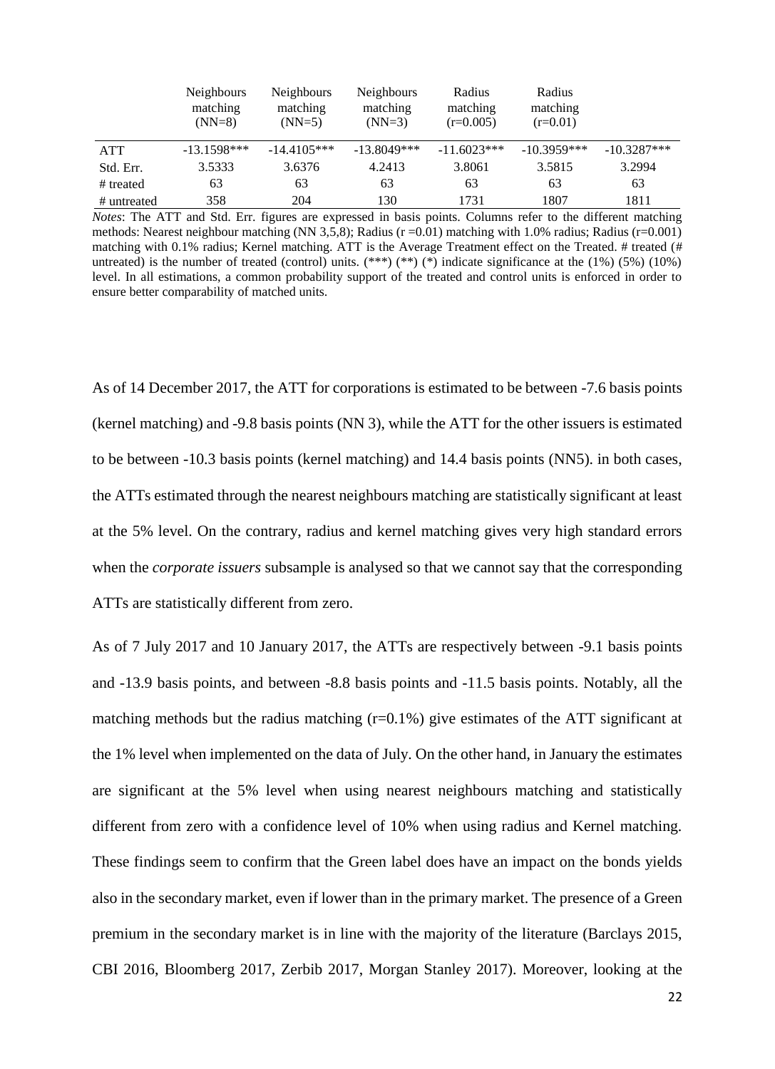| | Neighbours matching (NN=8) | Neighbours matching (NN=5) | Neighbours matching (NN=3) | Radius matching (r=0.005) | Radius matching (r=0.01) | |
|---|---|---|---|---|---|---|
| ATT | -13.1598*** | -14.4105*** | -13.8049*** | -11.6023*** | -10.3959*** | -10.3287*** |
| Std. Err. | 3.5333 | 3.6376 | 4.2413 | 3.8061 | 3.5815 | 3.2994 |
| # treated | 63 | 63 | 63 | 63 | 63 | 63 |
| # untreated | 358 | 204 | 130 | 1731 | 1807 | 1811 |

*Notes*: The ATT and Std. Err. figures are expressed in basis points. Columns refer to the different matching methods: Nearest neighbour matching (NN 3,5,8); Radius (r =0.01) matching with 1.0% radius; Radius (r=0.001) matching with 0.1% radius; Kernel matching. ATT is the Average Treatment effect on the Treated. # treated (# untreated) is the number of treated (control) units. (***) (**) (*) indicate significance at the (1%) (5%) (10%) level. In all estimations, a common probability support of the treated and control units is enforced in order to ensure better comparability of matched units.

As of 14 December 2017, the ATT for corporations is estimated to be between -7.6 basis points (kernel matching) and -9.8 basis points (NN 3), while the ATT for the other issuers is estimated to be between -10.3 basis points (kernel matching) and 14.4 basis points (NN5). in both cases, the ATTs estimated through the nearest neighbours matching are statistically significant at least at the 5% level. On the contrary, radius and kernel matching gives very high standard errors when the *corporate issuers* subsample is analysed so that we cannot say that the corresponding ATTs are statistically different from zero.

As of 7 July 2017 and 10 January 2017, the ATTs are respectively between -9.1 basis points and -13.9 basis points, and between -8.8 basis points and -11.5 basis points. Notably, all the matching methods but the radius matching (r=0.1%) give estimates of the ATT significant at the 1% level when implemented on the data of July. On the other hand, in January the estimates are significant at the 5% level when using nearest neighbours matching and statistically different from zero with a confidence level of 10% when using radius and Kernel matching. These findings seem to confirm that the Green label does have an impact on the bonds yields also in the secondary market, even if lower than in the primary market. The presence of a Green premium in the secondary market is in line with the majority of the literature (Barclays 2015, CBI 2016, Bloomberg 2017, Zerbib 2017, Morgan Stanley 2017). Moreover, looking at the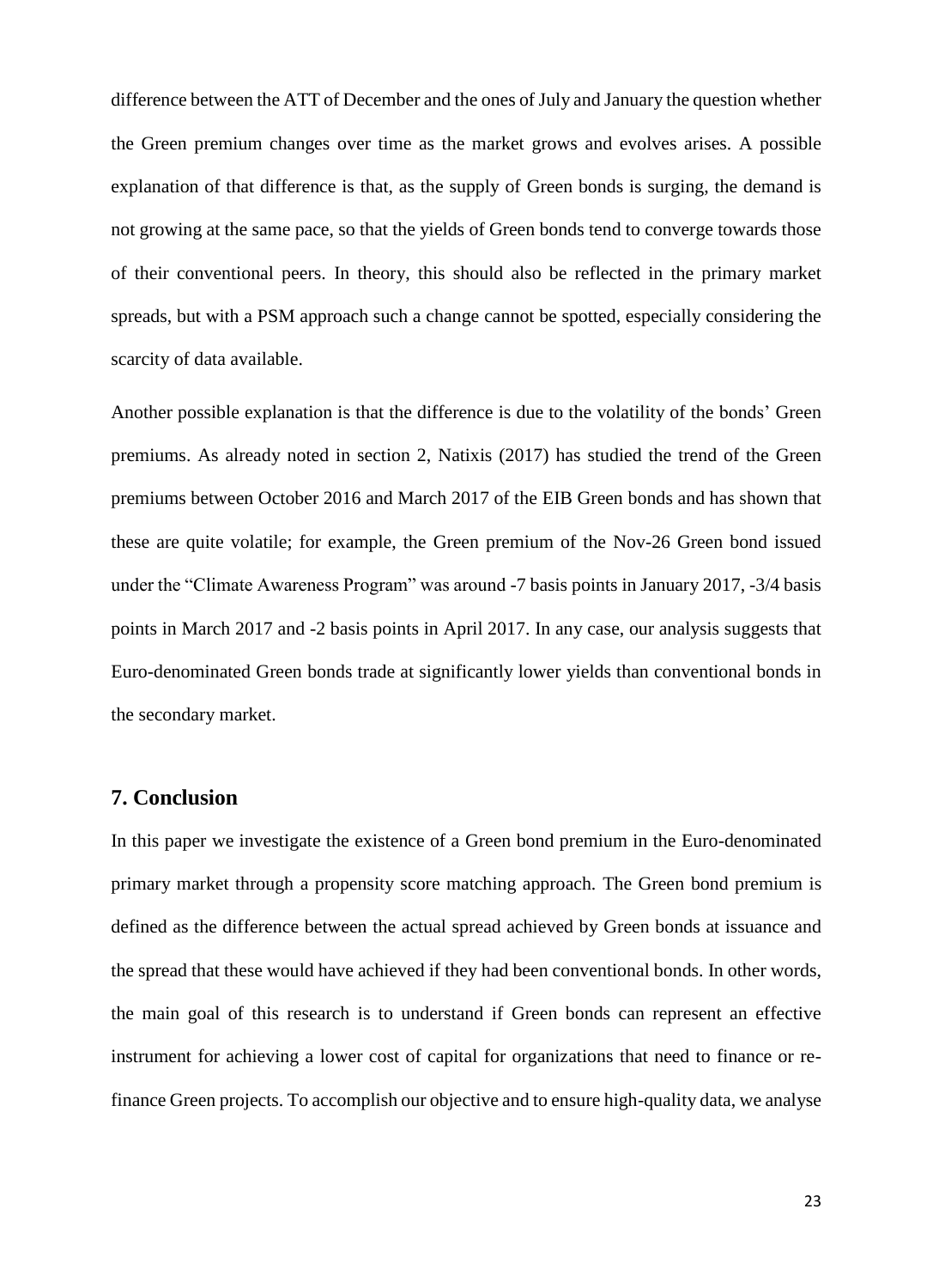difference between the ATT of December and the ones of July and January the question whether the Green premium changes over time as the market grows and evolves arises. A possible explanation of that difference is that, as the supply of Green bonds is surging, the demand is not growing at the same pace, so that the yields of Green bonds tend to converge towards those of their conventional peers. In theory, this should also be reflected in the primary market spreads, but with a PSM approach such a change cannot be spotted, especially considering the scarcity of data available.

Another possible explanation is that the difference is due to the volatility of the bonds' Green premiums. As already noted in section 2, Natixis (2017) has studied the trend of the Green premiums between October 2016 and March 2017 of the EIB Green bonds and has shown that these are quite volatile; for example, the Green premium of the Nov-26 Green bond issued under the "Climate Awareness Program" was around -7 basis points in January 2017, -3/4 basis points in March 2017 and -2 basis points in April 2017. In any case, our analysis suggests that Euro-denominated Green bonds trade at significantly lower yields than conventional bonds in the secondary market.

## 7. Conclusion

In this paper we investigate the existence of a Green bond premium in the Euro-denominated primary market through a propensity score matching approach. The Green bond premium is defined as the difference between the actual spread achieved by Green bonds at issuance and the spread that these would have achieved if they had been conventional bonds. In other words, the main goal of this research is to understand if Green bonds can represent an effective instrument for achieving a lower cost of capital for organizations that need to finance or re-finance Green projects. To accomplish our objective and to ensure high-quality data, we analyse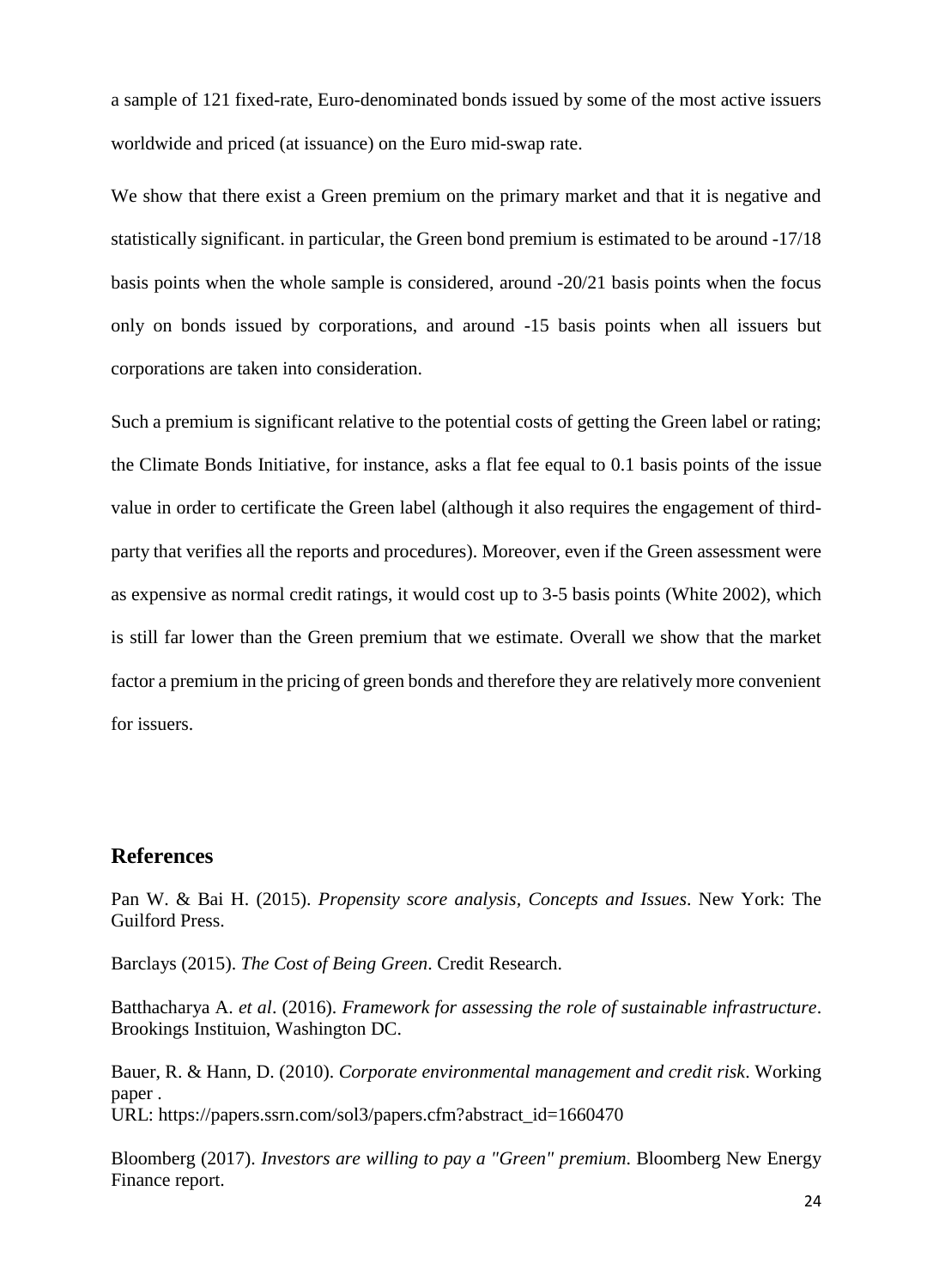a sample of 121 fixed-rate, Euro-denominated bonds issued by some of the most active issuers worldwide and priced (at issuance) on the Euro mid-swap rate.

We show that there exist a Green premium on the primary market and that it is negative and statistically significant. in particular, the Green bond premium is estimated to be around -17/18 basis points when the whole sample is considered, around -20/21 basis points when the focus only on bonds issued by corporations, and around -15 basis points when all issuers but corporations are taken into consideration.

Such a premium is significant relative to the potential costs of getting the Green label or rating; the Climate Bonds Initiative, for instance, asks a flat fee equal to 0.1 basis points of the issue value in order to certificate the Green label (although it also requires the engagement of third-party that verifies all the reports and procedures). Moreover, even if the Green assessment were as expensive as normal credit ratings, it would cost up to 3-5 basis points (White 2002), which is still far lower than the Green premium that we estimate. Overall we show that the market factor a premium in the pricing of green bonds and therefore they are relatively more convenient for issuers.

## References

Pan W. & Bai H. (2015). *Propensity score analysis, Concepts and Issues*. New York: The Guilford Press.

Barclays (2015). *The Cost of Being Green*. Credit Research.

Batthacharya A. *et al*. (2016). *Framework for assessing the role of sustainable infrastructure*. Brookings Instituion, Washington DC.

Bauer, R. & Hann, D. (2010). *Corporate environmental management and credit risk*. Working paper .
URL: https://papers.ssrn.com/sol3/papers.cfm?abstract_id=1660470

Bloomberg (2017). *Investors are willing to pay a "Green" premium*. Bloomberg New Energy Finance report.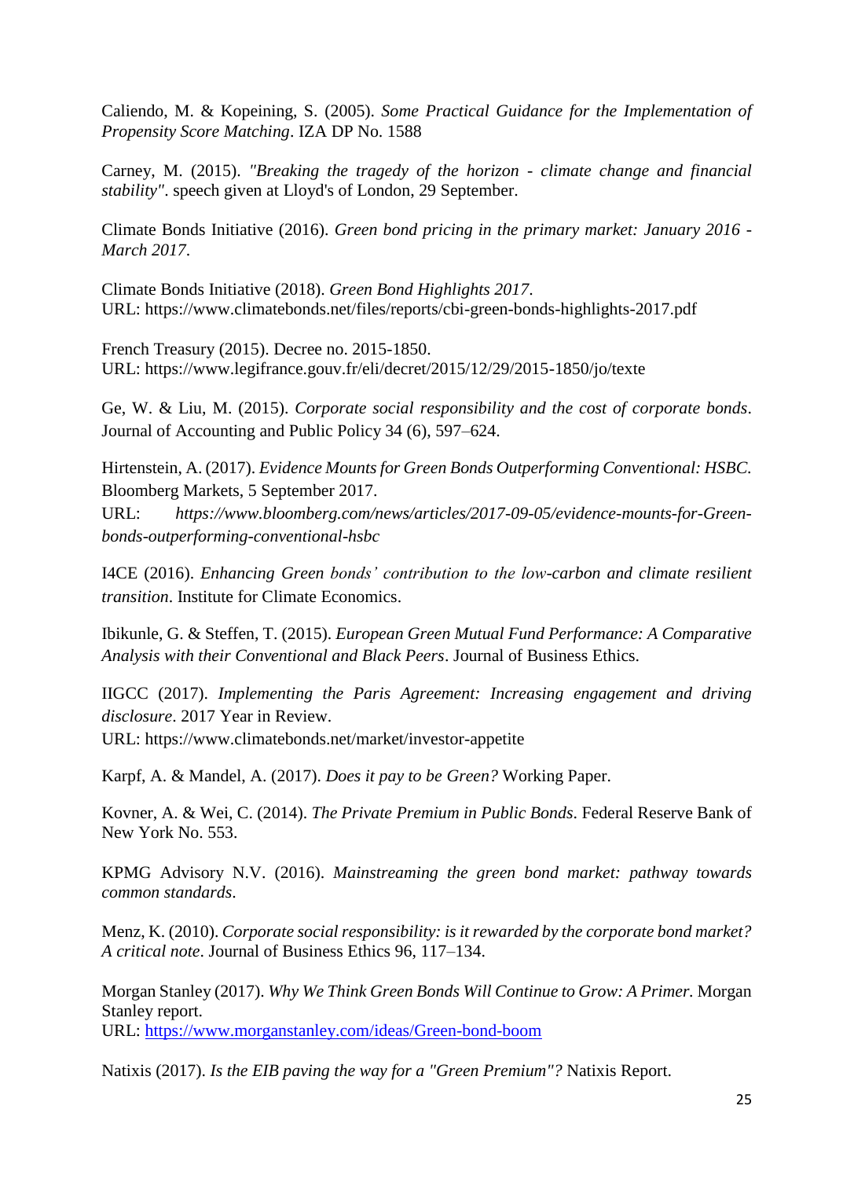Caliendo, M. & Kopeining, S. (2005). *Some Practical Guidance for the Implementation of Propensity Score Matching*. IZA DP No. 1588

Carney, M. (2015). *"Breaking the tragedy of the horizon - climate change and financial stability"*. speech given at Lloyd's of London, 29 September.

Climate Bonds Initiative (2016). *Green bond pricing in the primary market: January 2016 - March 2017*.

Climate Bonds Initiative (2018). *Green Bond Highlights 2017*.
URL: https://www.climatebonds.net/files/reports/cbi-green-bonds-highlights-2017.pdf

French Treasury (2015). Decree no. 2015-1850.
URL: https://www.legifrance.gouv.fr/eli/decret/2015/12/29/2015-1850/jo/texte

Ge, W. & Liu, M. (2015). *Corporate social responsibility and the cost of corporate bonds*. Journal of Accounting and Public Policy 34 (6), 597–624.

Hirtenstein, A. (2017). *Evidence Mounts for Green Bonds Outperforming Conventional: HSBC*. Bloomberg Markets, 5 September 2017.
URL: *https://www.bloomberg.com/news/articles/2017-09-05/evidence-mounts-for-Green-bonds-outperforming-conventional-hsbc*

I4CE (2016). *Enhancing Green bonds' contribution to the low-carbon and climate resilient transition*. Institute for Climate Economics.

Ibikunle, G. & Steffen, T. (2015). *European Green Mutual Fund Performance: A Comparative Analysis with their Conventional and Black Peers*. Journal of Business Ethics.

IIGCC (2017). *Implementing the Paris Agreement: Increasing engagement and driving disclosure*. 2017 Year in Review.
URL: https://www.climatebonds.net/market/investor-appetite

Karpf, A. & Mandel, A. (2017). *Does it pay to be Green?* Working Paper.

Kovner, A. & Wei, C. (2014). *The Private Premium in Public Bonds*. Federal Reserve Bank of New York No. 553.

KPMG Advisory N.V. (2016). *Mainstreaming the green bond market: pathway towards common standards*.

Menz, K. (2010). *Corporate social responsibility: is it rewarded by the corporate bond market? A critical note*. Journal of Business Ethics 96, 117–134.

Morgan Stanley (2017). *Why We Think Green Bonds Will Continue to Grow: A Primer*. Morgan Stanley report.
URL: https://www.morganstanley.com/ideas/Green-bond-boom

Natixis (2017). *Is the EIB paving the way for a "Green Premium"?* Natixis Report.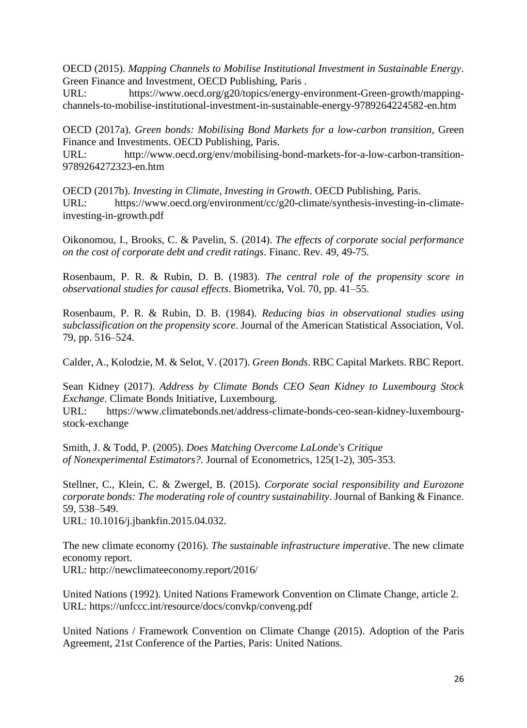OECD (2015). *Mapping Channels to Mobilise Institutional Investment in Sustainable Energy*. Green Finance and Investment, OECD Publishing, Paris .
URL: https://www.oecd.org/g20/topics/energy-environment-Green-growth/mapping-channels-to-mobilise-institutional-investment-in-sustainable-energy-9789264224582-en.htm

OECD (2017a). *Green bonds: Mobilising Bond Markets for a low-carbon transition*, Green Finance and Investments. OECD Publishing, Paris.
URL: http://www.oecd.org/env/mobilising-bond-markets-for-a-low-carbon-transition-9789264272323-en.htm

OECD (2017b). *Investing in Climate, Investing in Growth*. OECD Publishing, Paris.
URL: https://www.oecd.org/environment/cc/g20-climate/synthesis-investing-in-climate-investing-in-growth.pdf

Oikonomou, I., Brooks, C. & Pavelin, S. (2014). *The effects of corporate social performance on the cost of corporate debt and credit ratings*. Financ. Rev. 49, 49-75.

Rosenbaum, P. R. & Rubin, D. B. (1983). *The central role of the propensity score in observational studies for causal effects*. Biometrika, Vol. 70, pp. 41–55.

Rosenbaum, P. R. & Rubin, D. B. (1984). *Reducing bias in observational studies using subclassification on the propensity score*. Journal of the American Statistical Association, Vol. 79, pp. 516–524.

Calder, A., Kolodzie, M. & Selot, V. (2017). *Green Bonds*. RBC Capital Markets. RBC Report.

Sean Kidney (2017). *Address by Climate Bonds CEO Sean Kidney to Luxembourg Stock Exchange*. Climate Bonds Initiative, Luxembourg.
URL: https://www.climatebonds.net/address-climate-bonds-ceo-sean-kidney-luxembourg-stock-exchange

Smith, J. & Todd, P. (2005). *Does Matching Overcome LaLonde's Critique of Nonexperimental Estimators?*. Journal of Econometrics, 125(1-2), 305-353.

Stellner, C., Klein, C. & Zwergel, B. (2015). *Corporate social responsibility and Eurozone corporate bonds: The moderating role of country sustainability*. Journal of Banking & Finance. 59, 538–549.
URL: 10.1016/j.jbankfin.2015.04.032.

The new climate economy (2016). *The sustainable infrastructure imperative*. The new climate economy report.
URL: http://newclimateeconomy.report/2016/

United Nations (1992). United Nations Framework Convention on Climate Change, article 2.
URL: https://unfccc.int/resource/docs/convkp/conveng.pdf

United Nations / Framework Convention on Climate Change (2015). Adoption of the Paris Agreement, 21st Conference of the Parties, Paris: United Nations.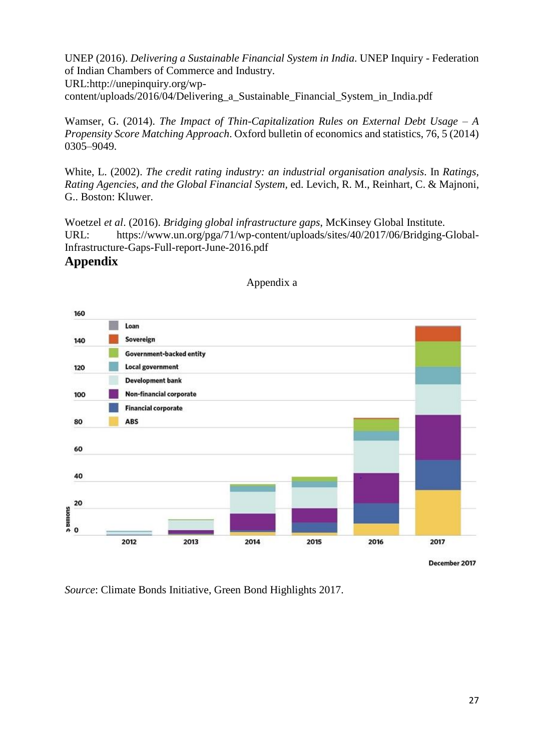UNEP (2016). *Delivering a Sustainable Financial System in India*. UNEP Inquiry - Federation of Indian Chambers of Commerce and Industry.
URL:http://unepinquiry.org/wp-content/uploads/2016/04/Delivering_a_Sustainable_Financial_System_in_India.pdf

Wamser, G. (2014). *The Impact of Thin-Capitalization Rules on External Debt Usage – A Propensity Score Matching Approach*. Oxford bulletin of economics and statistics, 76, 5 (2014) 0305–9049.

White, L. (2002). *The credit rating industry: an industrial organisation analysis*. In *Ratings, Rating Agencies, and the Global Financial System*, ed. Levich, R. M., Reinhart, C. & Majnoni, G.. Boston: Kluwer.

Woetzel *et al*. (2016). *Bridging global infrastructure gaps*, McKinsey Global Institute.
URL: https://www.un.org/pga/71/wp-content/uploads/sites/40/2017/06/Bridging-Global-Infrastructure-Gaps-Full-report-June-2016.pdf

## Appendix

Appendix a

*Source*: Climate Bonds Initiative, Green Bond Highlights 2017.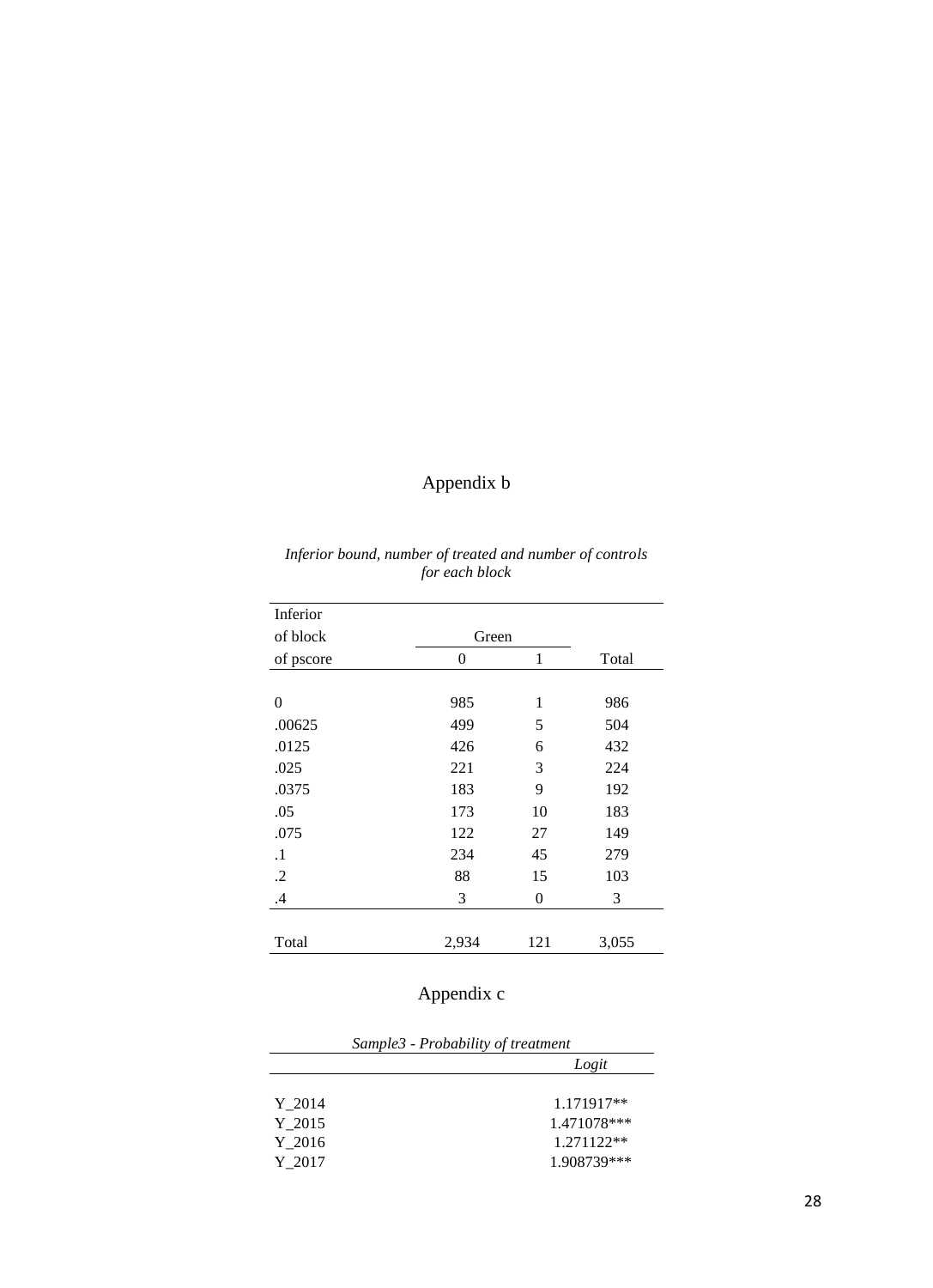## Appendix b

*Inferior bound, number of treated and number of controls for each block*

| Inferior of block of pscore | Green | | Total |
|---|---|---|---|
| | 0 | 1 | |
| 0 | 985 | 1 | 986 |
| .00625 | 499 | 5 | 504 |
| .0125 | 426 | 6 | 432 |
| .025 | 221 | 3 | 224 |
| .0375 | 183 | 9 | 192 |
| .05 | 173 | 10 | 183 |
| .075 | 122 | 27 | 149 |
| .1 | 234 | 45 | 279 |
| .2 | 88 | 15 | 103 |
| .4 | 3 | 0 | 3 |
| Total | 2,934 | 121 | 3,055 |

## Appendix c

*Sample3 - Probability of treatment*

| | *Logit* |
|---|---|
| Y_2014 | 1.171917** |
| Y_2015 | 1.471078*** |
| Y_2016 | 1.271122** |
| Y_2017 | 1.908739*** |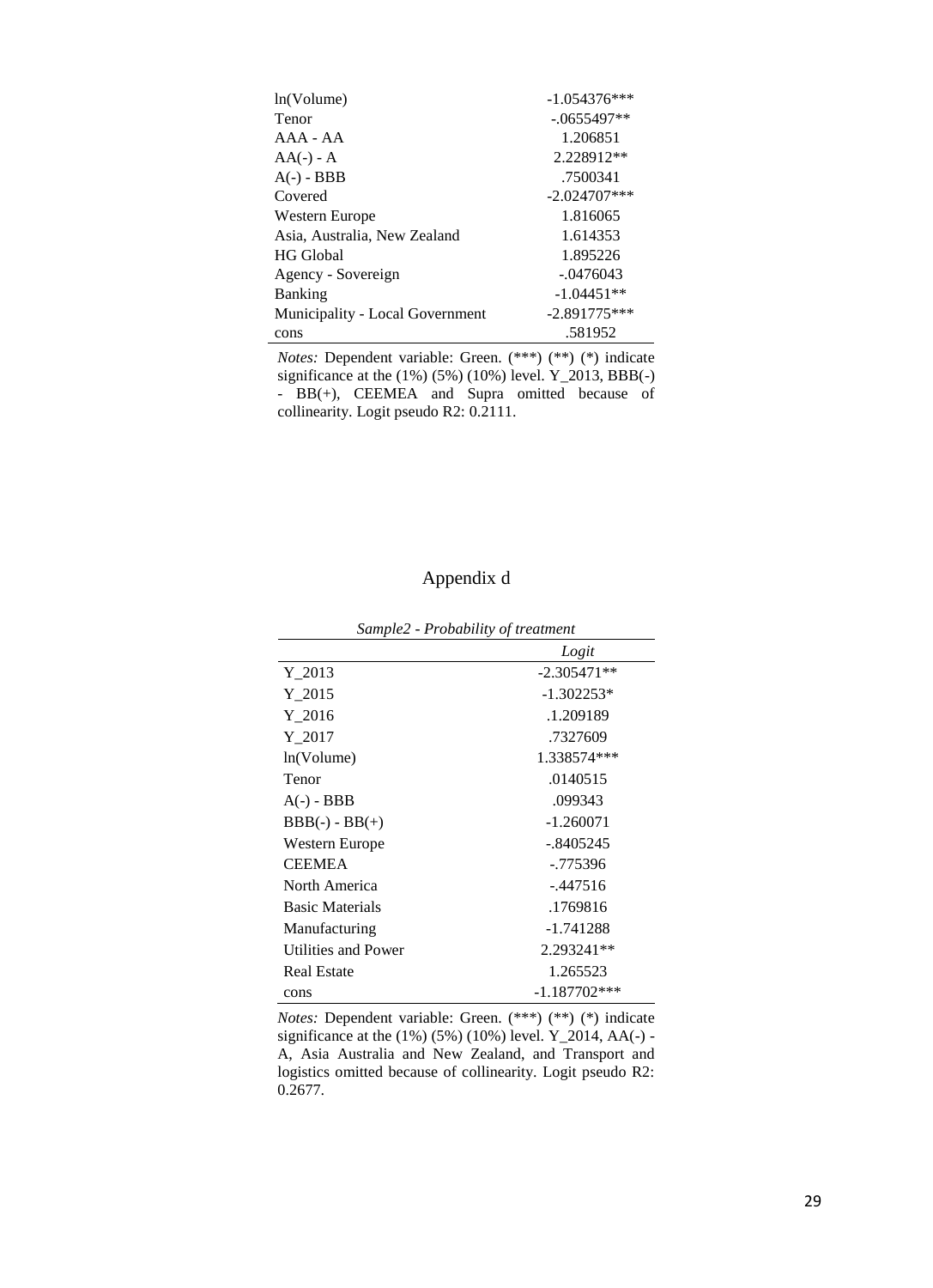| | |
|---|---|
| ln(Volume) | -1.054376*** |
| Tenor | -.0655497** |
| AAA - AA | 1.206851 |
| AA(-) - A | 2.228912** |
| A(-) - BBB | .7500341 |
| Covered | -2.024707*** |
| Western Europe | 1.816065 |
| Asia, Australia, New Zealand | 1.614353 |
| HG Global | 1.895226 |
| Agency - Sovereign | -.0476043 |
| Banking | -1.04451** |
| Municipality - Local Government | -2.891775*** |
| cons | .581952 |

*Notes:* Dependent variable: Green. (***) (**) (*) indicate significance at the (1%) (5%) (10%) level. Y_2013, BBB(-) - BB(+), CEEMEA and Supra omitted because of collinearity. Logit pseudo R2: 0.2111.

## Appendix d

*Sample2 - Probability of treatment*

| | *Logit* |
|---|---|
| Y_2013 | -2.305471** |
| Y_2015 | -1.302253* |
| Y_2016 | .1.209189 |
| Y_2017 | .7327609 |
| ln(Volume) | 1.338574*** |
| Tenor | .0140515 |
| A(-) - BBB | .099343 |
| BBB(-) - BB(+) | -1.260071 |
| Western Europe | -.8405245 |
| CEEMEA | -.775396 |
| North America | -.447516 |
| Basic Materials | .1769816 |
| Manufacturing | -1.741288 |
| Utilities and Power | 2.293241** |
| Real Estate | 1.265523 |
| cons | -1.187702*** |

*Notes:* Dependent variable: Green. (***) (**) (*) indicate significance at the (1%) (5%) (10%) level. Y_2014, AA(-) - A, Asia Australia and New Zealand, and Transport and logistics omitted because of collinearity. Logit pseudo R2: 0.2677.